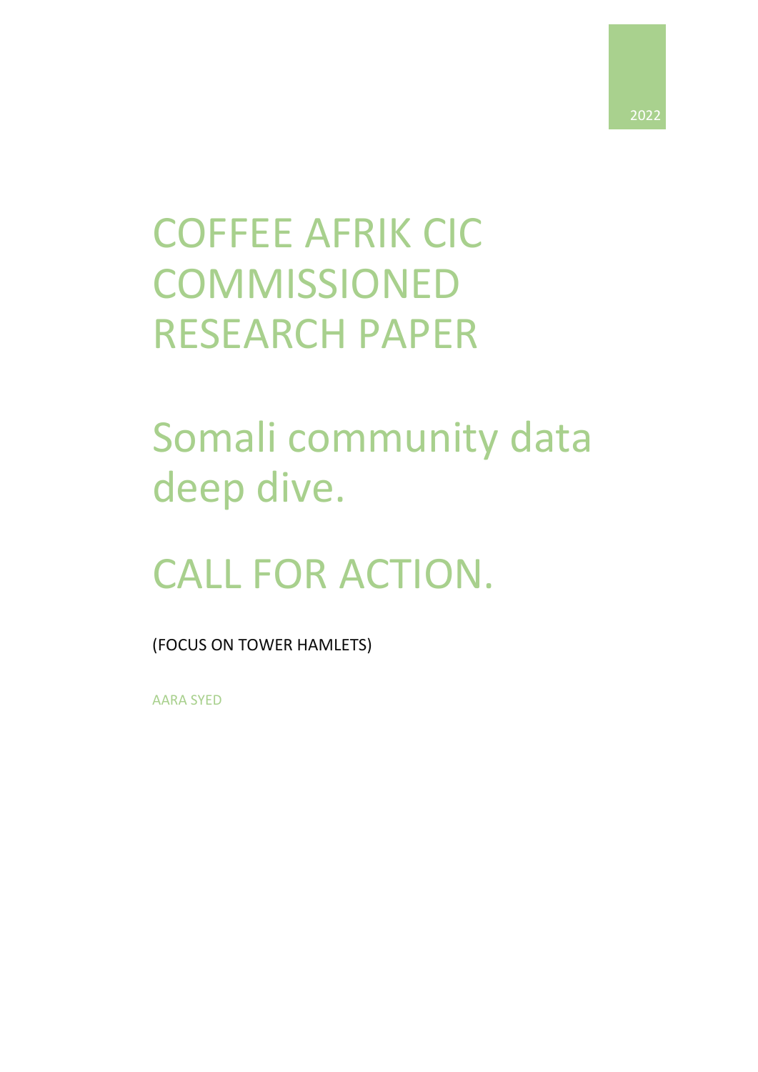2022

# COFFEE AFRIK CIC COMMISSIONED RESEARCH PAPER

# Somali community data deep dive.

# CALL FOR ACTION.

(FOCUS ON TOWER HAMLETS)

AARA SYED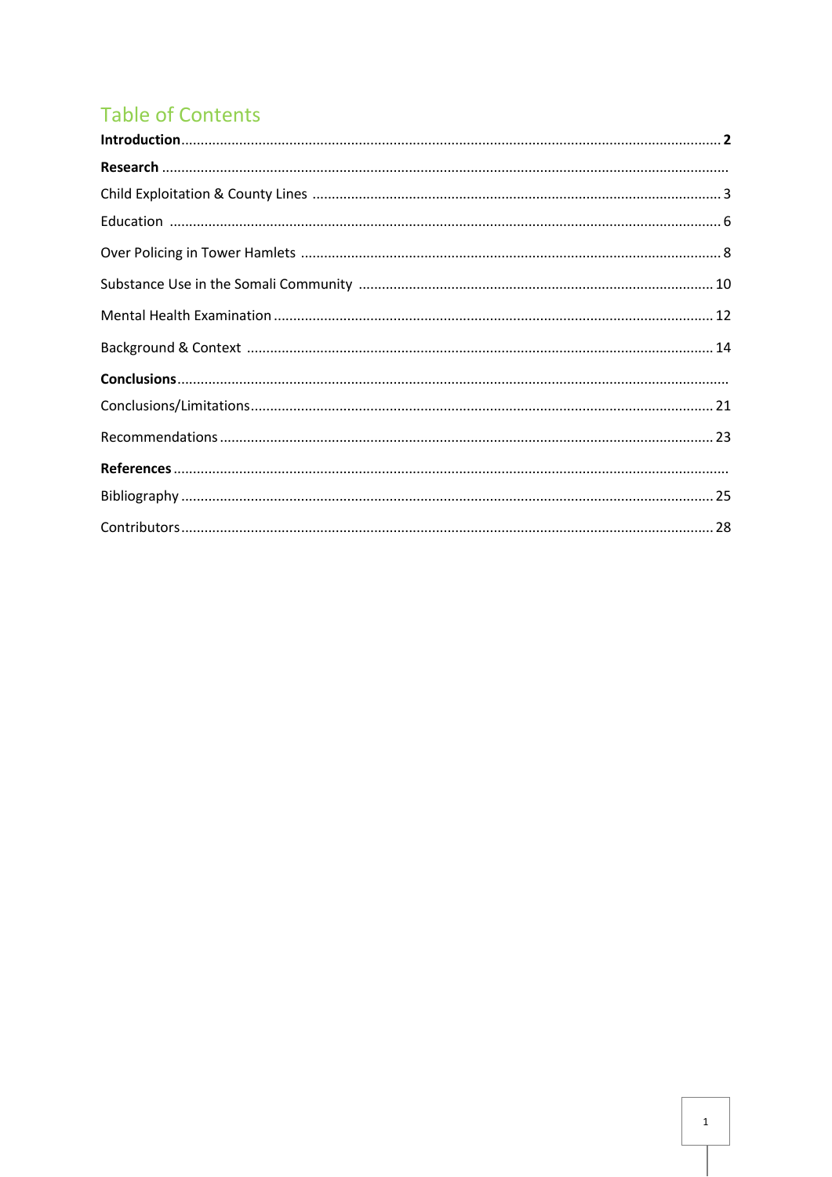# Table of Contents

**Introduction** .......... **2**

**Research** ..........

Child Exploitation & County Lines .......... 3

Education .......... 6

Over Policing in Tower Hamlets .......... 8

Substance Use in the Somali Community .......... 10

Mental Health Examination .......... 12

Background & Context .......... 14

**Conclusions** ..........

Conclusions/Limitations .......... 21

Recommendations .......... 23

**References** ..........

Bibliography .......... 25

Contributors .......... 28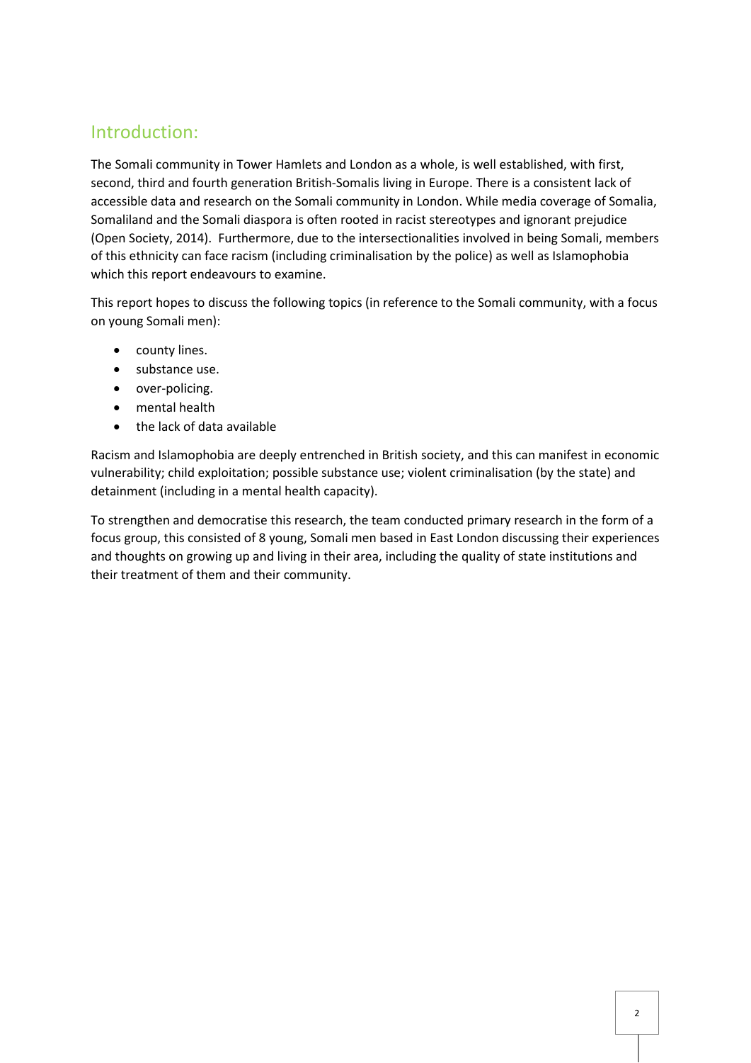## Introduction:

The Somali community in Tower Hamlets and London as a whole, is well established, with first, second, third and fourth generation British-Somalis living in Europe. There is a consistent lack of accessible data and research on the Somali community in London. While media coverage of Somalia, Somaliland and the Somali diaspora is often rooted in racist stereotypes and ignorant prejudice (Open Society, 2014). Furthermore, due to the intersectionalities involved in being Somali, members of this ethnicity can face racism (including criminalisation by the police) as well as Islamophobia which this report endeavours to examine.

This report hopes to discuss the following topics (in reference to the Somali community, with a focus on young Somali men):

- county lines.
- substance use.
- over-policing.
- mental health
- the lack of data available

Racism and Islamophobia are deeply entrenched in British society, and this can manifest in economic vulnerability; child exploitation; possible substance use; violent criminalisation (by the state) and detainment (including in a mental health capacity).

To strengthen and democratise this research, the team conducted primary research in the form of a focus group, this consisted of 8 young, Somali men based in East London discussing their experiences and thoughts on growing up and living in their area, including the quality of state institutions and their treatment of them and their community.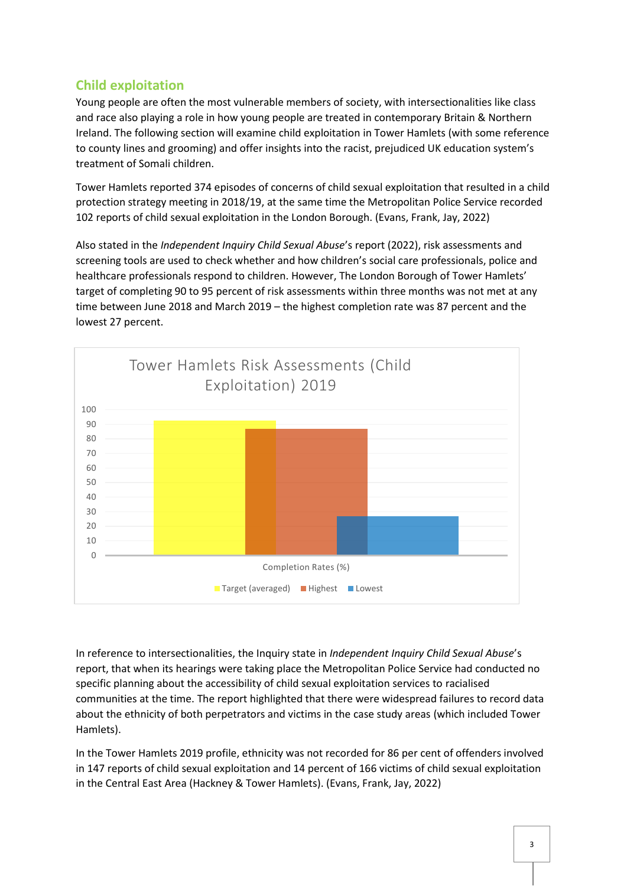## Child exploitation

Young people are often the most vulnerable members of society, with intersectionalities like class and race also playing a role in how young people are treated in contemporary Britain & Northern Ireland. The following section will examine child exploitation in Tower Hamlets (with some reference to county lines and grooming) and offer insights into the racist, prejudiced UK education system's treatment of Somali children.

Tower Hamlets reported 374 episodes of concerns of child sexual exploitation that resulted in a child protection strategy meeting in 2018/19, at the same time the Metropolitan Police Service recorded 102 reports of child sexual exploitation in the London Borough. (Evans, Frank, Jay, 2022)

Also stated in the *Independent Inquiry Child Sexual Abuse*'s report (2022), risk assessments and screening tools are used to check whether and how children's social care professionals, police and healthcare professionals respond to children. However, The London Borough of Tower Hamlets' target of completing 90 to 95 percent of risk assessments within three months was not met at any time between June 2018 and March 2019 – the highest completion rate was 87 percent and the lowest 27 percent.

**Tower Hamlets Risk Assessments (Child Exploitation) 2019**

Completion Rates (%)

Target (averaged) | Highest | Lowest

In reference to intersectionalities, the Inquiry state in *Independent Inquiry Child Sexual Abuse*'s report, that when its hearings were taking place the Metropolitan Police Service had conducted no specific planning about the accessibility of child sexual exploitation services to racialised communities at the time. The report highlighted that there were widespread failures to record data about the ethnicity of both perpetrators and victims in the case study areas (which included Tower Hamlets).

In the Tower Hamlets 2019 profile, ethnicity was not recorded for 86 per cent of offenders involved in 147 reports of child sexual exploitation and 14 percent of 166 victims of child sexual exploitation in the Central East Area (Hackney & Tower Hamlets). (Evans, Frank, Jay, 2022)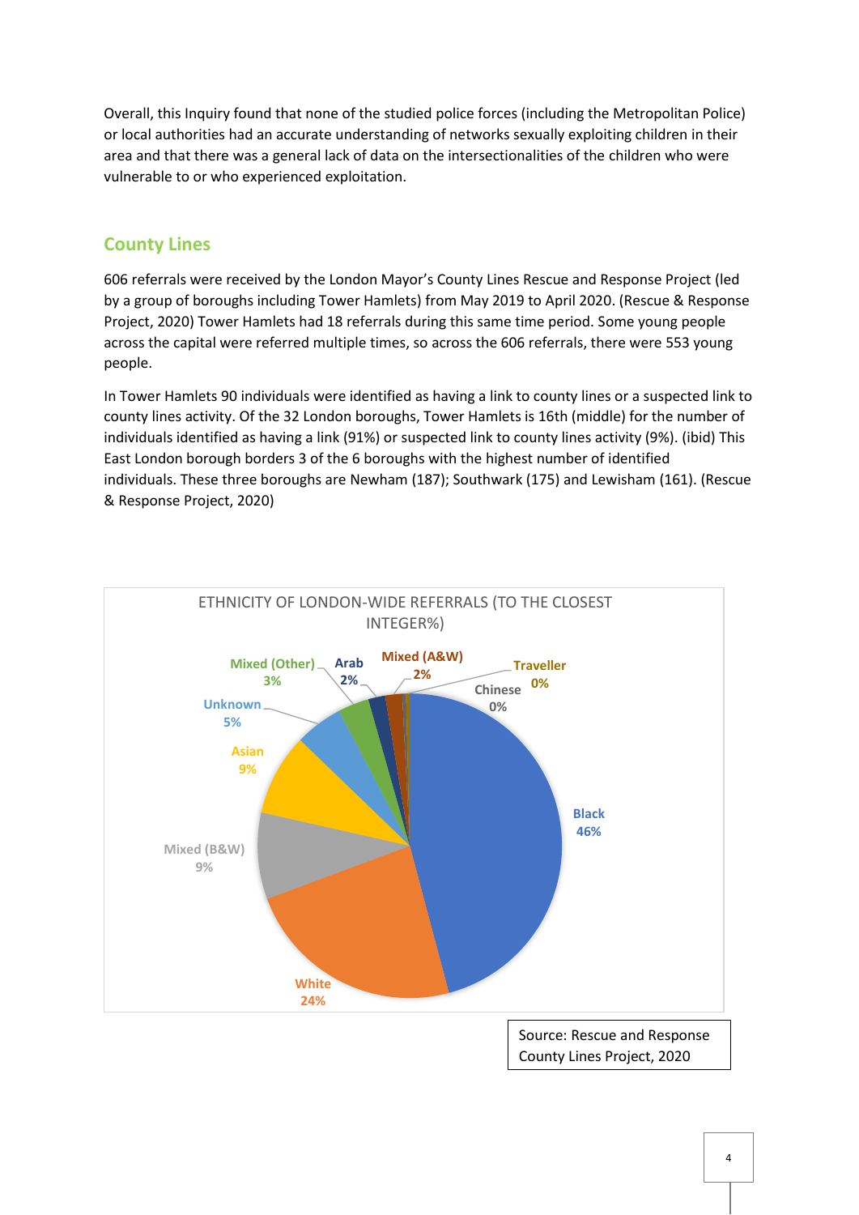Overall, this Inquiry found that none of the studied police forces (including the Metropolitan Police) or local authorities had an accurate understanding of networks sexually exploiting children in their area and that there was a general lack of data on the intersectionalities of the children who were vulnerable to or who experienced exploitation.

## County Lines

606 referrals were received by the London Mayor's County Lines Rescue and Response Project (led by a group of boroughs including Tower Hamlets) from May 2019 to April 2020. (Rescue & Response Project, 2020) Tower Hamlets had 18 referrals during this same time period. Some young people across the capital were referred multiple times, so across the 606 referrals, there were 553 young people.

In Tower Hamlets 90 individuals were identified as having a link to county lines or a suspected link to county lines activity. Of the 32 London boroughs, Tower Hamlets is 16th (middle) for the number of individuals identified as having a link (91%) or suspected link to county lines activity (9%). (ibid) This East London borough borders 3 of the 6 boroughs with the highest number of identified individuals. These three boroughs are Newham (187); Southwark (175) and Lewisham (161). (Rescue & Response Project, 2020)

ETHNICITY OF LONDON-WIDE REFERRALS (TO THE CLOSEST INTEGER%)

| Ethnicity | % |
| --- | --- |
| Black | 46% |
| White | 24% |
| Mixed (B&W) | 9% |
| Asian | 9% |
| Unknown | 5% |
| Mixed (Other) | 3% |
| Arab | 2% |
| Mixed (A&W) | 2% |
| Chinese | 0% |
| Traveller | 0% |

Source: Rescue and Response County Lines Project, 2020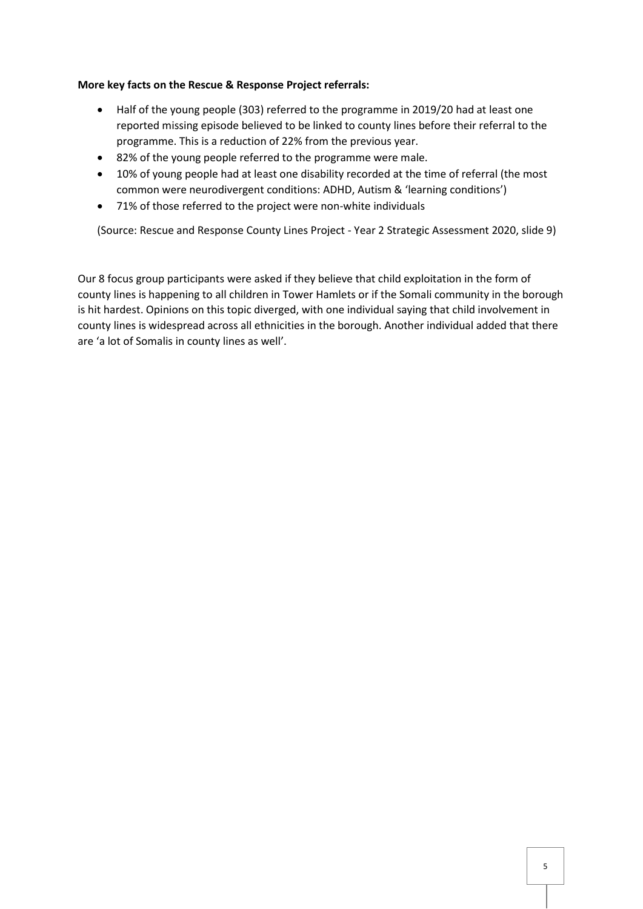**More key facts on the Rescue & Response Project referrals:**

- Half of the young people (303) referred to the programme in 2019/20 had at least one reported missing episode believed to be linked to county lines before their referral to the programme. This is a reduction of 22% from the previous year.
- 82% of the young people referred to the programme were male.
- 10% of young people had at least one disability recorded at the time of referral (the most common were neurodivergent conditions: ADHD, Autism & 'learning conditions')
- 71% of those referred to the project were non-white individuals

(Source: Rescue and Response County Lines Project - Year 2 Strategic Assessment 2020, slide 9)

Our 8 focus group participants were asked if they believe that child exploitation in the form of county lines is happening to all children in Tower Hamlets or if the Somali community in the borough is hit hardest. Opinions on this topic diverged, with one individual saying that child involvement in county lines is widespread across all ethnicities in the borough. Another individual added that there are 'a lot of Somalis in county lines as well'.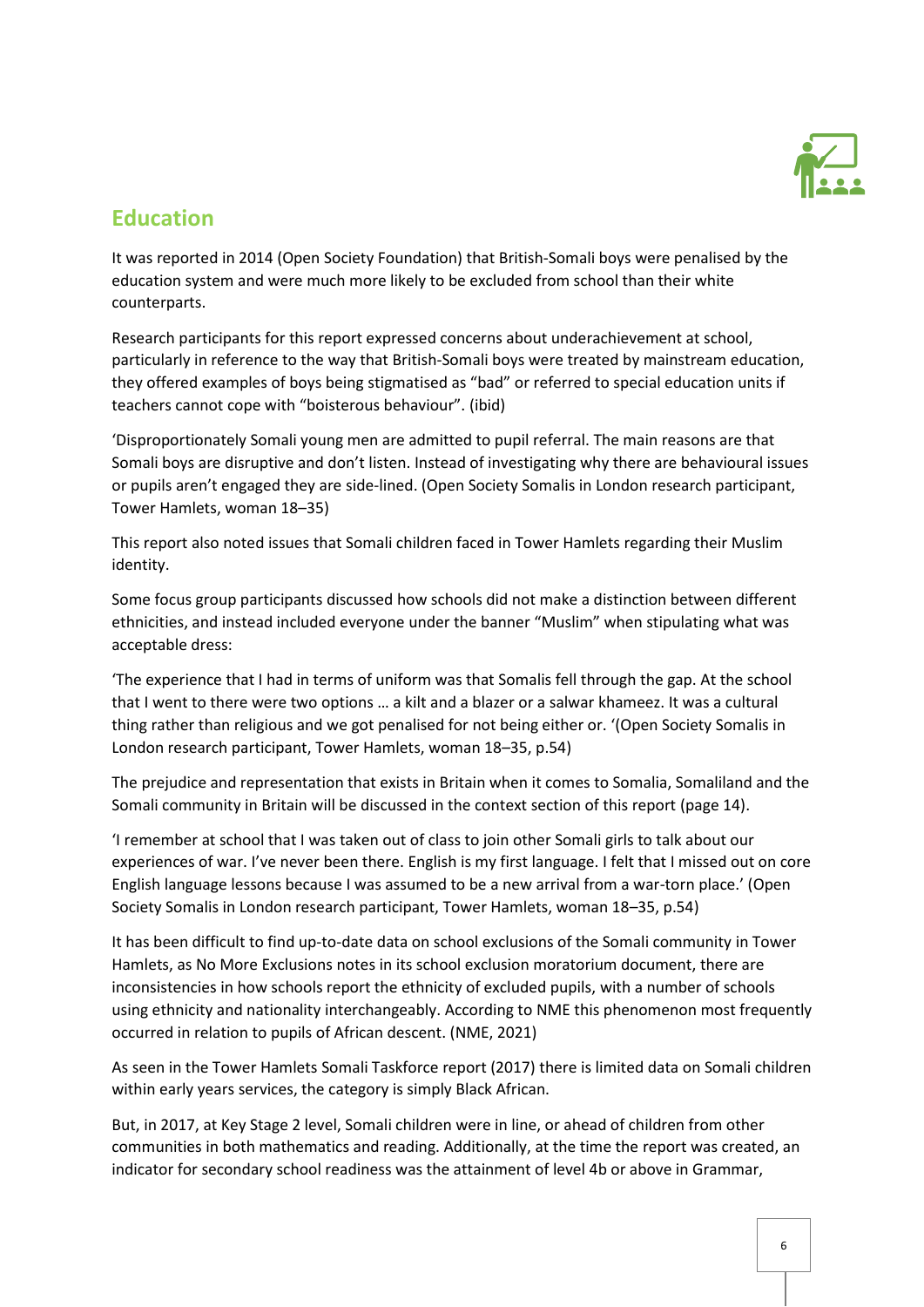## Education

It was reported in 2014 (Open Society Foundation) that British-Somali boys were penalised by the education system and were much more likely to be excluded from school than their white counterparts.

Research participants for this report expressed concerns about underachievement at school, particularly in reference to the way that British-Somali boys were treated by mainstream education, they offered examples of boys being stigmatised as "bad" or referred to special education units if teachers cannot cope with "boisterous behaviour". (ibid)

'Disproportionately Somali young men are admitted to pupil referral. The main reasons are that Somali boys are disruptive and don't listen. Instead of investigating why there are behavioural issues or pupils aren't engaged they are side-lined. (Open Society Somalis in London research participant, Tower Hamlets, woman 18–35)

This report also noted issues that Somali children faced in Tower Hamlets regarding their Muslim identity.

Some focus group participants discussed how schools did not make a distinction between different ethnicities, and instead included everyone under the banner "Muslim" when stipulating what was acceptable dress:

'The experience that I had in terms of uniform was that Somalis fell through the gap. At the school that I went to there were two options … a kilt and a blazer or a salwar khameez. It was a cultural thing rather than religious and we got penalised for not being either or. '(Open Society Somalis in London research participant, Tower Hamlets, woman 18–35, p.54)

The prejudice and representation that exists in Britain when it comes to Somalia, Somaliland and the Somali community in Britain will be discussed in the context section of this report (page 14).

'I remember at school that I was taken out of class to join other Somali girls to talk about our experiences of war. I've never been there. English is my first language. I felt that I missed out on core English language lessons because I was assumed to be a new arrival from a war-torn place.' (Open Society Somalis in London research participant, Tower Hamlets, woman 18–35, p.54)

It has been difficult to find up-to-date data on school exclusions of the Somali community in Tower Hamlets, as No More Exclusions notes in its school exclusion moratorium document, there are inconsistencies in how schools report the ethnicity of excluded pupils, with a number of schools using ethnicity and nationality interchangeably. According to NME this phenomenon most frequently occurred in relation to pupils of African descent. (NME, 2021)

As seen in the Tower Hamlets Somali Taskforce report (2017) there is limited data on Somali children within early years services, the category is simply Black African.

But, in 2017, at Key Stage 2 level, Somali children were in line, or ahead of children from other communities in both mathematics and reading. Additionally, at the time the report was created, an indicator for secondary school readiness was the attainment of level 4b or above in Grammar,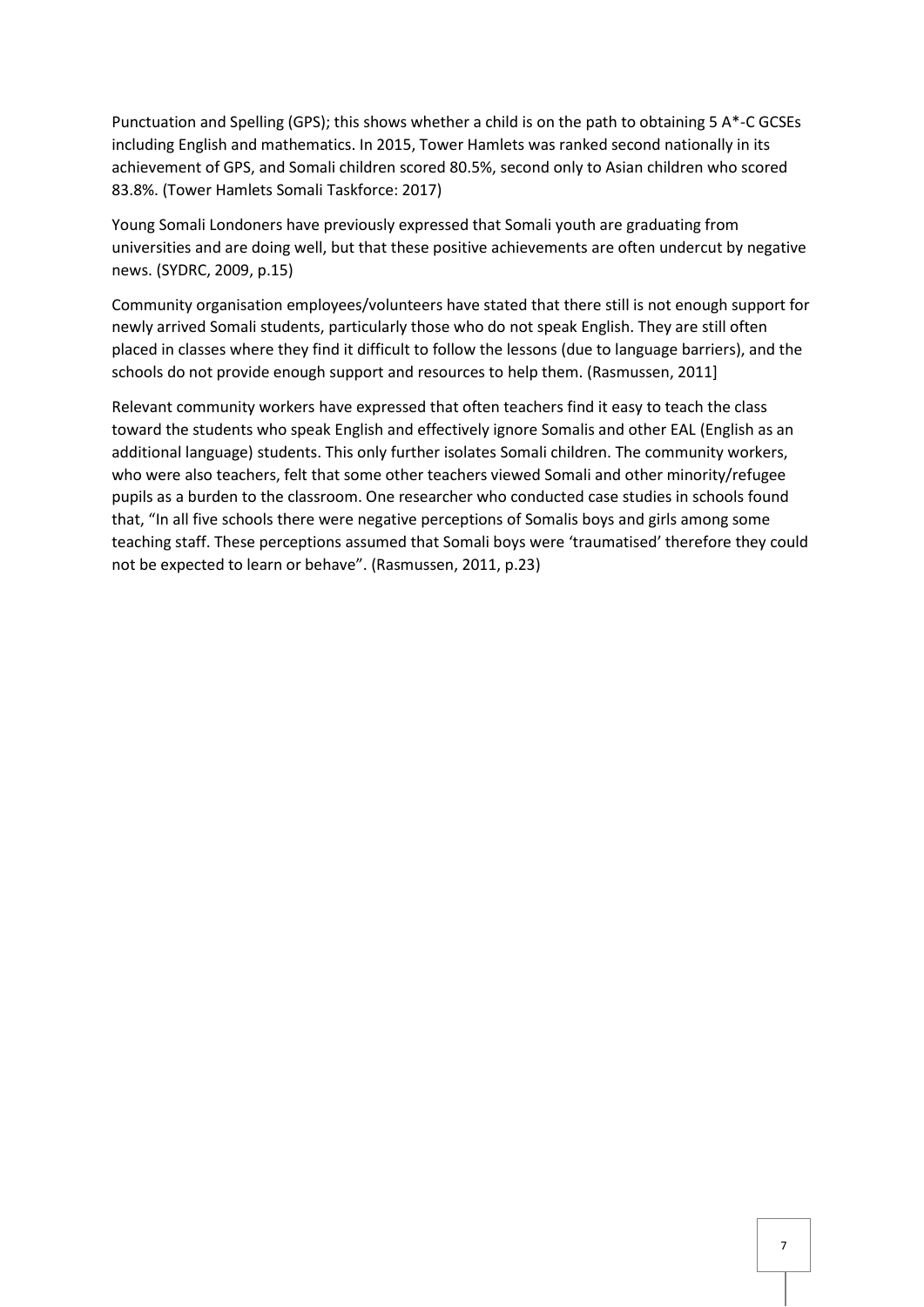Punctuation and Spelling (GPS); this shows whether a child is on the path to obtaining 5 A*-C GCSEs including English and mathematics. In 2015, Tower Hamlets was ranked second nationally in its achievement of GPS, and Somali children scored 80.5%, second only to Asian children who scored 83.8%. (Tower Hamlets Somali Taskforce: 2017)

Young Somali Londoners have previously expressed that Somali youth are graduating from universities and are doing well, but that these positive achievements are often undercut by negative news. (SYDRC, 2009, p.15)

Community organisation employees/volunteers have stated that there still is not enough support for newly arrived Somali students, particularly those who do not speak English. They are still often placed in classes where they find it difficult to follow the lessons (due to language barriers), and the schools do not provide enough support and resources to help them. (Rasmussen, 2011]

Relevant community workers have expressed that often teachers find it easy to teach the class toward the students who speak English and effectively ignore Somalis and other EAL (English as an additional language) students. This only further isolates Somali children. The community workers, who were also teachers, felt that some other teachers viewed Somali and other minority/refugee pupils as a burden to the classroom. One researcher who conducted case studies in schools found that, "In all five schools there were negative perceptions of Somalis boys and girls among some teaching staff. These perceptions assumed that Somali boys were 'traumatised' therefore they could not be expected to learn or behave". (Rasmussen, 2011, p.23)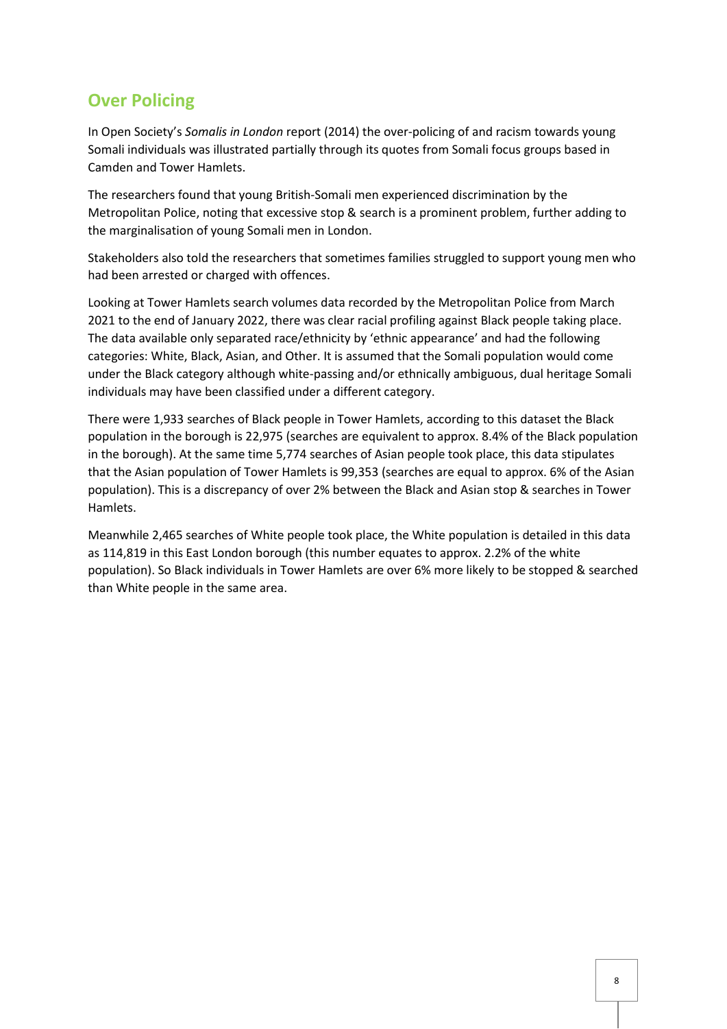## Over Policing

In Open Society's *Somalis in London* report (2014) the over-policing of and racism towards young Somali individuals was illustrated partially through its quotes from Somali focus groups based in Camden and Tower Hamlets.

The researchers found that young British-Somali men experienced discrimination by the Metropolitan Police, noting that excessive stop & search is a prominent problem, further adding to the marginalisation of young Somali men in London.

Stakeholders also told the researchers that sometimes families struggled to support young men who had been arrested or charged with offences.

Looking at Tower Hamlets search volumes data recorded by the Metropolitan Police from March 2021 to the end of January 2022, there was clear racial profiling against Black people taking place. The data available only separated race/ethnicity by 'ethnic appearance' and had the following categories: White, Black, Asian, and Other. It is assumed that the Somali population would come under the Black category although white-passing and/or ethnically ambiguous, dual heritage Somali individuals may have been classified under a different category.

There were 1,933 searches of Black people in Tower Hamlets, according to this dataset the Black population in the borough is 22,975 (searches are equivalent to approx. 8.4% of the Black population in the borough). At the same time 5,774 searches of Asian people took place, this data stipulates that the Asian population of Tower Hamlets is 99,353 (searches are equal to approx. 6% of the Asian population). This is a discrepancy of over 2% between the Black and Asian stop & searches in Tower Hamlets.

Meanwhile 2,465 searches of White people took place, the White population is detailed in this data as 114,819 in this East London borough (this number equates to approx. 2.2% of the white population). So Black individuals in Tower Hamlets are over 6% more likely to be stopped & searched than White people in the same area.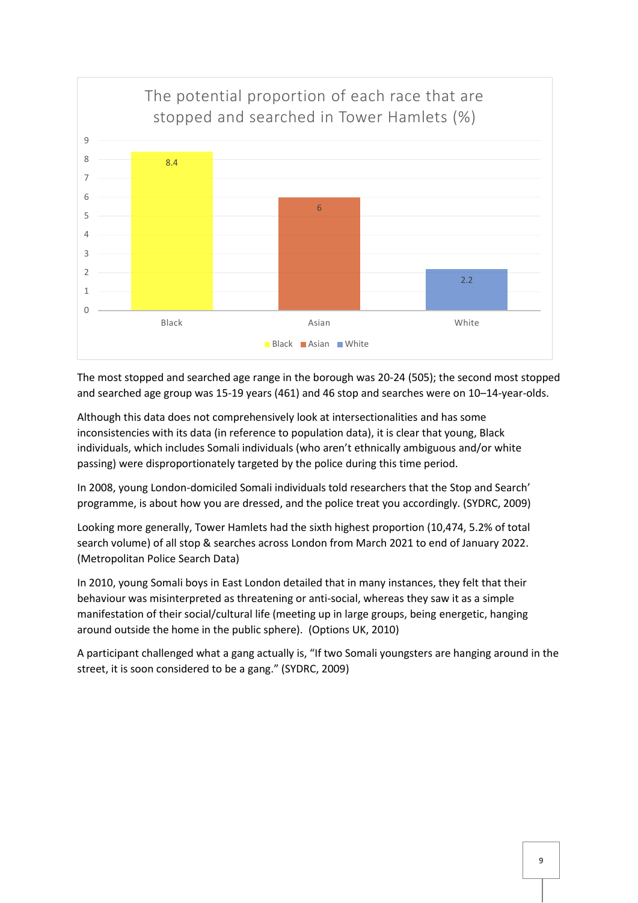**The potential proportion of each race that are stopped and searched in Tower Hamlets (%)**

| Black | Asian | White |
| --- | --- | --- |
| 8.4 | 6 | 2.2 |

The most stopped and searched age range in the borough was 20-24 (505); the second most stopped and searched age group was 15-19 years (461) and 46 stop and searches were on 10–14-year-olds.

Although this data does not comprehensively look at intersectionalities and has some inconsistencies with its data (in reference to population data), it is clear that young, Black individuals, which includes Somali individuals (who aren't ethnically ambiguous and/or white passing) were disproportionately targeted by the police during this time period.

In 2008, young London-domiciled Somali individuals told researchers that the Stop and Search' programme, is about how you are dressed, and the police treat you accordingly. (SYDRC, 2009)

Looking more generally, Tower Hamlets had the sixth highest proportion (10,474, 5.2% of total search volume) of all stop & searches across London from March 2021 to end of January 2022. (Metropolitan Police Search Data)

In 2010, young Somali boys in East London detailed that in many instances, they felt that their behaviour was misinterpreted as threatening or anti-social, whereas they saw it as a simple manifestation of their social/cultural life (meeting up in large groups, being energetic, hanging around outside the home in the public sphere). (Options UK, 2010)

A participant challenged what a gang actually is, "If two Somali youngsters are hanging around in the street, it is soon considered to be a gang." (SYDRC, 2009)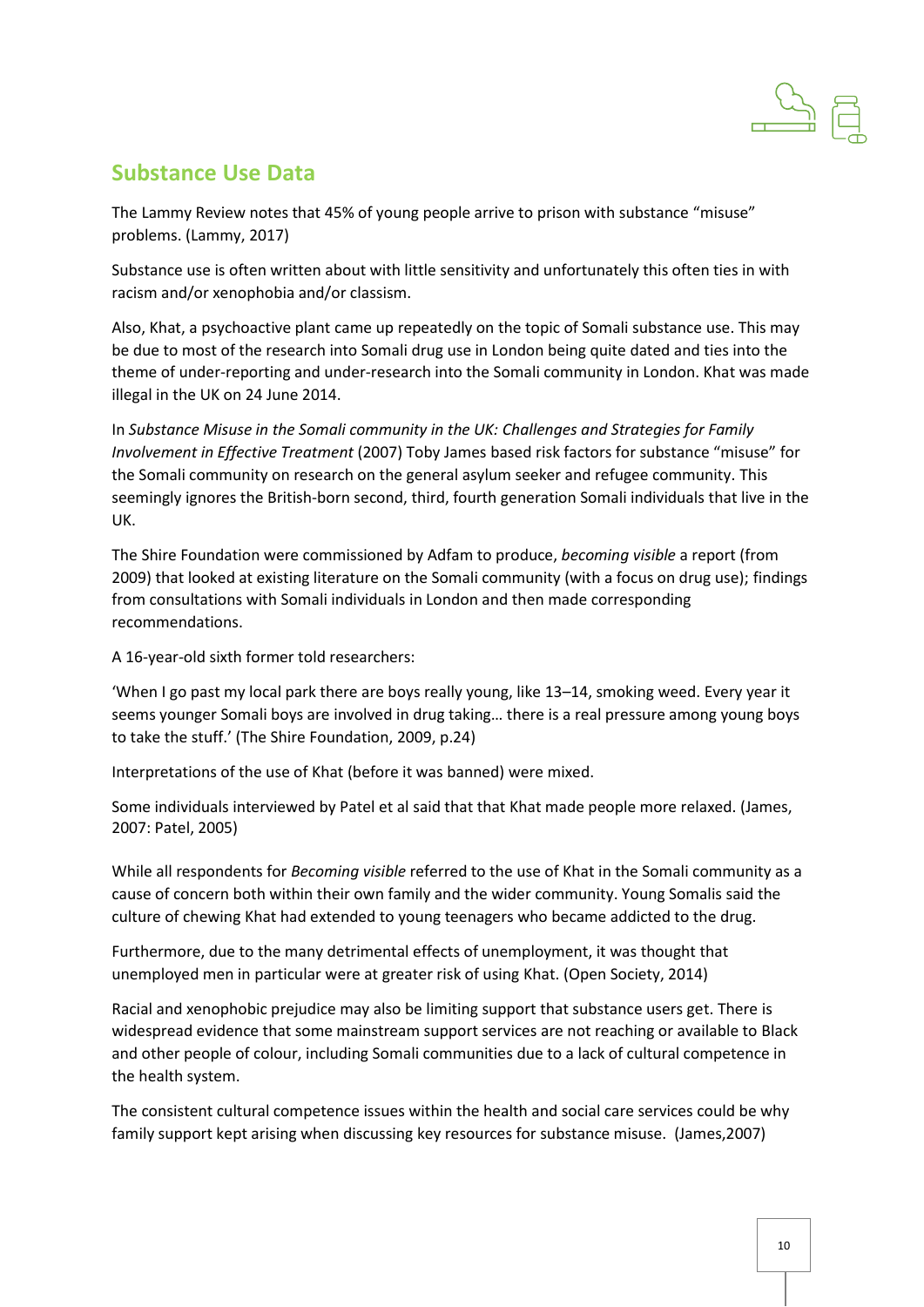## Substance Use Data

The Lammy Review notes that 45% of young people arrive to prison with substance "misuse" problems. (Lammy, 2017)

Substance use is often written about with little sensitivity and unfortunately this often ties in with racism and/or xenophobia and/or classism.

Also, Khat, a psychoactive plant came up repeatedly on the topic of Somali substance use. This may be due to most of the research into Somali drug use in London being quite dated and ties into the theme of under-reporting and under-research into the Somali community in London. Khat was made illegal in the UK on 24 June 2014.

In *Substance Misuse in the Somali community in the UK: Challenges and Strategies for Family Involvement in Effective Treatment* (2007) Toby James based risk factors for substance "misuse" for the Somali community on research on the general asylum seeker and refugee community. This seemingly ignores the British-born second, third, fourth generation Somali individuals that live in the UK.

The Shire Foundation were commissioned by Adfam to produce, *becoming visible* a report (from 2009) that looked at existing literature on the Somali community (with a focus on drug use); findings from consultations with Somali individuals in London and then made corresponding recommendations.

A 16-year-old sixth former told researchers:

'When I go past my local park there are boys really young, like 13–14, smoking weed. Every year it seems younger Somali boys are involved in drug taking… there is a real pressure among young boys to take the stuff.' (The Shire Foundation, 2009, p.24)

Interpretations of the use of Khat (before it was banned) were mixed.

Some individuals interviewed by Patel et al said that that Khat made people more relaxed. (James, 2007: Patel, 2005)

While all respondents for *Becoming visible* referred to the use of Khat in the Somali community as a cause of concern both within their own family and the wider community. Young Somalis said the culture of chewing Khat had extended to young teenagers who became addicted to the drug.

Furthermore, due to the many detrimental effects of unemployment, it was thought that unemployed men in particular were at greater risk of using Khat. (Open Society, 2014)

Racial and xenophobic prejudice may also be limiting support that substance users get. There is widespread evidence that some mainstream support services are not reaching or available to Black and other people of colour, including Somali communities due to a lack of cultural competence in the health system.

The consistent cultural competence issues within the health and social care services could be why family support kept arising when discussing key resources for substance misuse. (James,2007)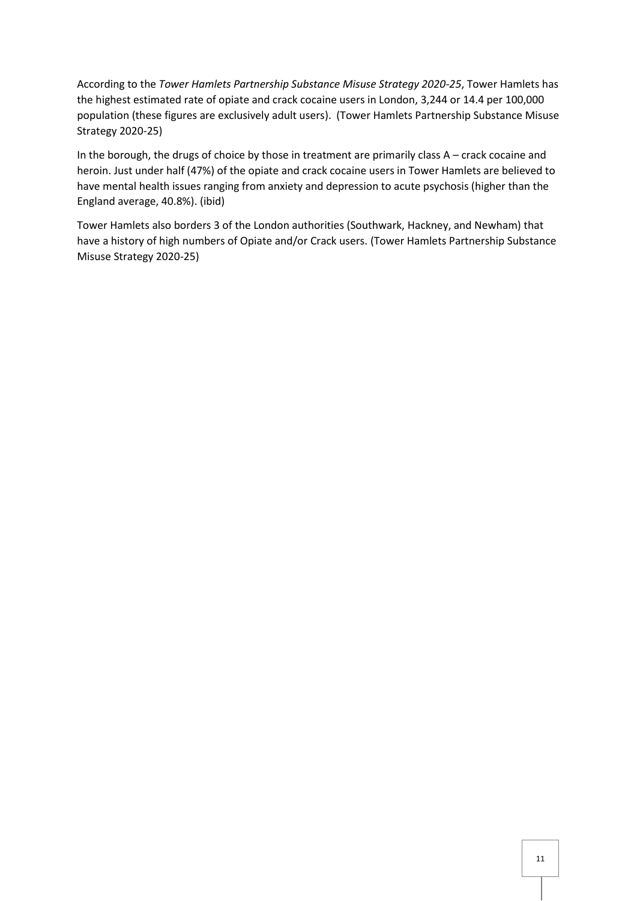According to the *Tower Hamlets Partnership Substance Misuse Strategy 2020-25*, Tower Hamlets has the highest estimated rate of opiate and crack cocaine users in London, 3,244 or 14.4 per 100,000 population (these figures are exclusively adult users). (Tower Hamlets Partnership Substance Misuse Strategy 2020-25)

In the borough, the drugs of choice by those in treatment are primarily class A – crack cocaine and heroin. Just under half (47%) of the opiate and crack cocaine users in Tower Hamlets are believed to have mental health issues ranging from anxiety and depression to acute psychosis (higher than the England average, 40.8%). (ibid)

Tower Hamlets also borders 3 of the London authorities (Southwark, Hackney, and Newham) that have a history of high numbers of Opiate and/or Crack users. (Tower Hamlets Partnership Substance Misuse Strategy 2020-25)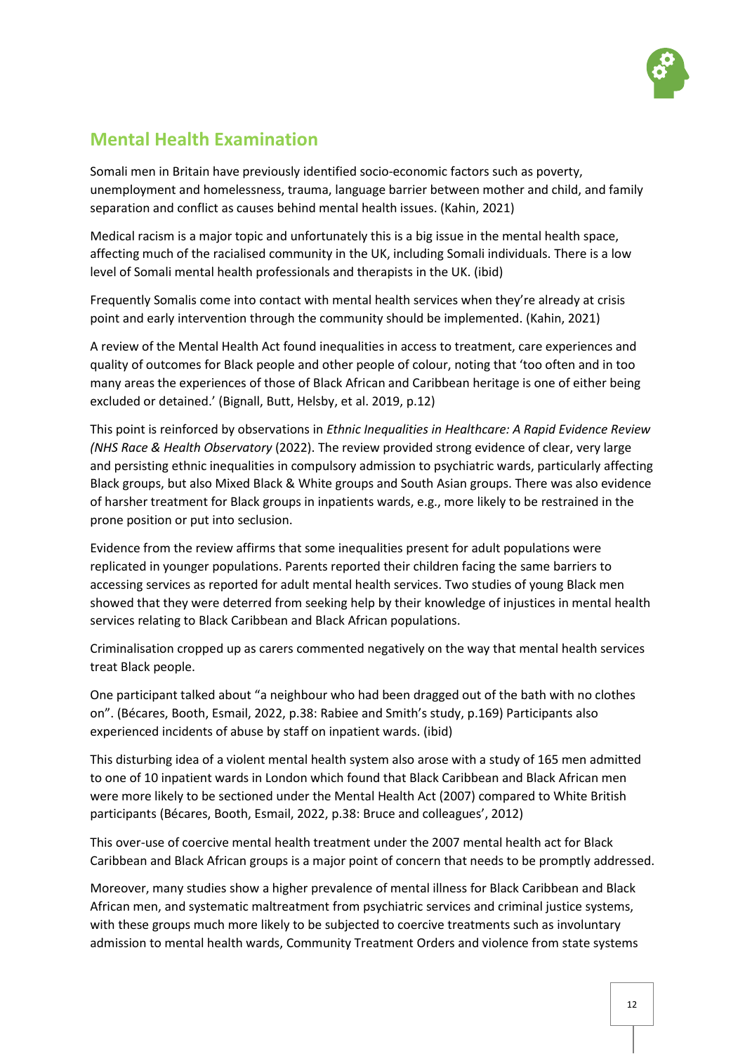## Mental Health Examination

Somali men in Britain have previously identified socio-economic factors such as poverty, unemployment and homelessness, trauma, language barrier between mother and child, and family separation and conflict as causes behind mental health issues. (Kahin, 2021)

Medical racism is a major topic and unfortunately this is a big issue in the mental health space, affecting much of the racialised community in the UK, including Somali individuals. There is a low level of Somali mental health professionals and therapists in the UK. (ibid)

Frequently Somalis come into contact with mental health services when they're already at crisis point and early intervention through the community should be implemented. (Kahin, 2021)

A review of the Mental Health Act found inequalities in access to treatment, care experiences and quality of outcomes for Black people and other people of colour, noting that 'too often and in too many areas the experiences of those of Black African and Caribbean heritage is one of either being excluded or detained.' (Bignall, Butt, Helsby, et al. 2019, p.12)

This point is reinforced by observations in *Ethnic Inequalities in Healthcare: A Rapid Evidence Review (NHS Race & Health Observatory* (2022). The review provided strong evidence of clear, very large and persisting ethnic inequalities in compulsory admission to psychiatric wards, particularly affecting Black groups, but also Mixed Black & White groups and South Asian groups. There was also evidence of harsher treatment for Black groups in inpatients wards, e.g., more likely to be restrained in the prone position or put into seclusion.

Evidence from the review affirms that some inequalities present for adult populations were replicated in younger populations. Parents reported their children facing the same barriers to accessing services as reported for adult mental health services. Two studies of young Black men showed that they were deterred from seeking help by their knowledge of injustices in mental health services relating to Black Caribbean and Black African populations.

Criminalisation cropped up as carers commented negatively on the way that mental health services treat Black people.

One participant talked about "a neighbour who had been dragged out of the bath with no clothes on". (Bécares, Booth, Esmail, 2022, p.38: Rabiee and Smith's study, p.169) Participants also experienced incidents of abuse by staff on inpatient wards. (ibid)

This disturbing idea of a violent mental health system also arose with a study of 165 men admitted to one of 10 inpatient wards in London which found that Black Caribbean and Black African men were more likely to be sectioned under the Mental Health Act (2007) compared to White British participants (Bécares, Booth, Esmail, 2022, p.38: Bruce and colleagues', 2012)

This over-use of coercive mental health treatment under the 2007 mental health act for Black Caribbean and Black African groups is a major point of concern that needs to be promptly addressed.

Moreover, many studies show a higher prevalence of mental illness for Black Caribbean and Black African men, and systematic maltreatment from psychiatric services and criminal justice systems, with these groups much more likely to be subjected to coercive treatments such as involuntary admission to mental health wards, Community Treatment Orders and violence from state systems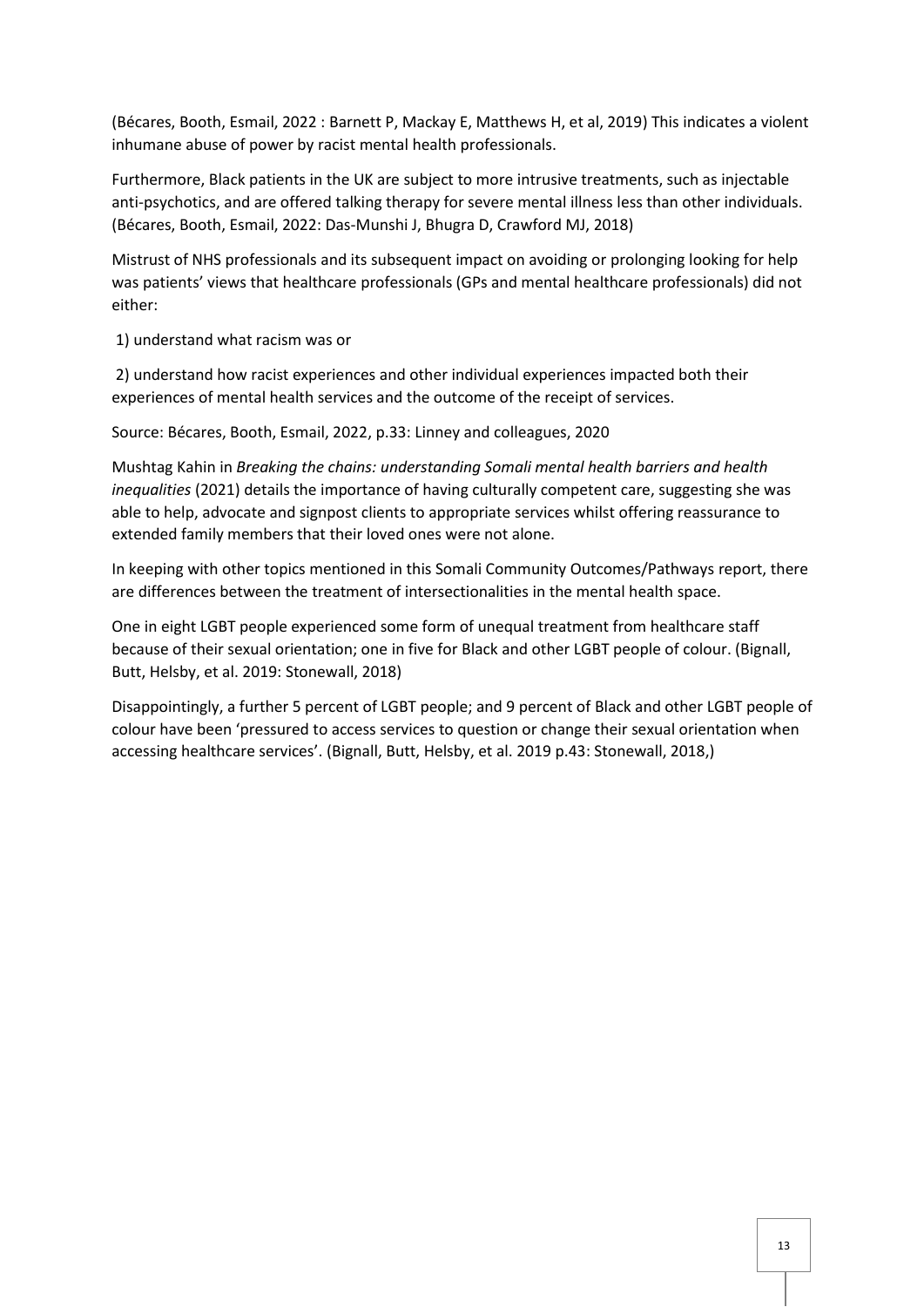(Bécares, Booth, Esmail, 2022 : Barnett P, Mackay E, Matthews H, et al, 2019) This indicates a violent inhumane abuse of power by racist mental health professionals.

Furthermore, Black patients in the UK are subject to more intrusive treatments, such as injectable anti-psychotics, and are offered talking therapy for severe mental illness less than other individuals. (Bécares, Booth, Esmail, 2022: Das-Munshi J, Bhugra D, Crawford MJ, 2018)

Mistrust of NHS professionals and its subsequent impact on avoiding or prolonging looking for help was patients' views that healthcare professionals (GPs and mental healthcare professionals) did not either:

1) understand what racism was or

2) understand how racist experiences and other individual experiences impacted both their experiences of mental health services and the outcome of the receipt of services.

Source: Bécares, Booth, Esmail, 2022, p.33: Linney and colleagues, 2020

Mushtag Kahin in *Breaking the chains: understanding Somali mental health barriers and health inequalities* (2021) details the importance of having culturally competent care, suggesting she was able to help, advocate and signpost clients to appropriate services whilst offering reassurance to extended family members that their loved ones were not alone.

In keeping with other topics mentioned in this Somali Community Outcomes/Pathways report, there are differences between the treatment of intersectionalities in the mental health space.

One in eight LGBT people experienced some form of unequal treatment from healthcare staff because of their sexual orientation; one in five for Black and other LGBT people of colour. (Bignall, Butt, Helsby, et al. 2019: Stonewall, 2018)

Disappointingly, a further 5 percent of LGBT people; and 9 percent of Black and other LGBT people of colour have been 'pressured to access services to question or change their sexual orientation when accessing healthcare services'. (Bignall, Butt, Helsby, et al. 2019 p.43: Stonewall, 2018,)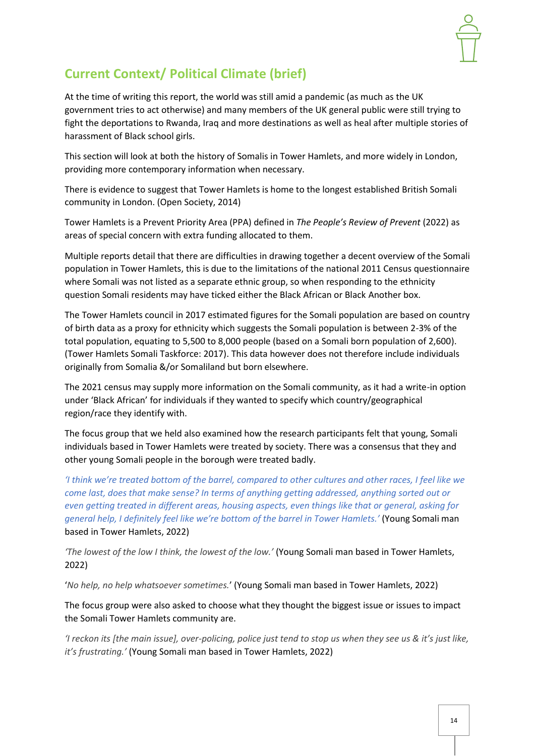## Current Context/ Political Climate (brief)

At the time of writing this report, the world was still amid a pandemic (as much as the UK government tries to act otherwise) and many members of the UK general public were still trying to fight the deportations to Rwanda, Iraq and more destinations as well as heal after multiple stories of harassment of Black school girls.

This section will look at both the history of Somalis in Tower Hamlets, and more widely in London, providing more contemporary information when necessary.

There is evidence to suggest that Tower Hamlets is home to the longest established British Somali community in London. (Open Society, 2014)

Tower Hamlets is a Prevent Priority Area (PPA) defined in *The People's Review of Prevent* (2022) as areas of special concern with extra funding allocated to them.

Multiple reports detail that there are difficulties in drawing together a decent overview of the Somali population in Tower Hamlets, this is due to the limitations of the national 2011 Census questionnaire where Somali was not listed as a separate ethnic group, so when responding to the ethnicity question Somali residents may have ticked either the Black African or Black Another box.

The Tower Hamlets council in 2017 estimated figures for the Somali population are based on country of birth data as a proxy for ethnicity which suggests the Somali population is between 2-3% of the total population, equating to 5,500 to 8,000 people (based on a Somali born population of 2,600). (Tower Hamlets Somali Taskforce: 2017). This data however does not therefore include individuals originally from Somalia &/or Somaliland but born elsewhere.

The 2021 census may supply more information on the Somali community, as it had a write-in option under 'Black African' for individuals if they wanted to specify which country/geographical region/race they identify with.

The focus group that we held also examined how the research participants felt that young, Somali individuals based in Tower Hamlets were treated by society. There was a consensus that they and other young Somali people in the borough were treated badly.

*'I think we're treated bottom of the barrel, compared to other cultures and other races, I feel like we come last, does that make sense? In terms of anything getting addressed, anything sorted out or even getting treated in different areas, housing aspects, even things like that or general, asking for general help, I definitely feel like we're bottom of the barrel in Tower Hamlets.'* (Young Somali man based in Tower Hamlets, 2022)

*'The lowest of the low I think, the lowest of the low.'* (Young Somali man based in Tower Hamlets, 2022)

'*No help, no help whatsoever sometimes.*' (Young Somali man based in Tower Hamlets, 2022)

The focus group were also asked to choose what they thought the biggest issue or issues to impact the Somali Tower Hamlets community are.

*'I reckon its [the main issue], over-policing, police just tend to stop us when they see us & it's just like, it's frustrating.'* (Young Somali man based in Tower Hamlets, 2022)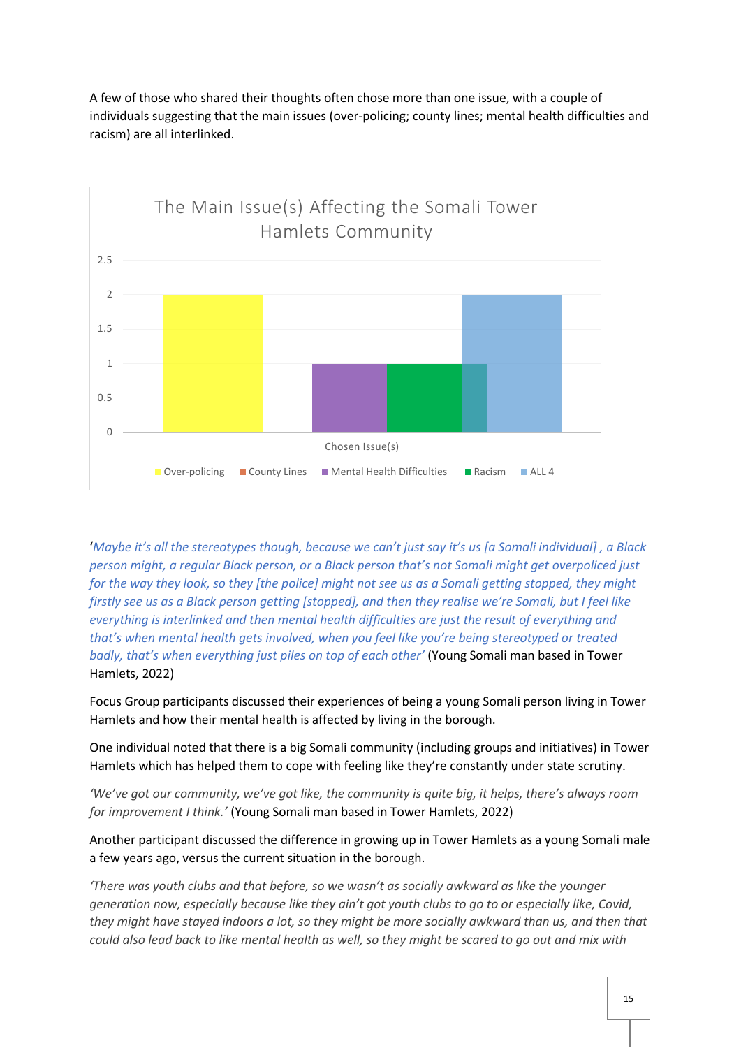A few of those who shared their thoughts often chose more than one issue, with a couple of individuals suggesting that the main issues (over-policing; county lines; mental health difficulties and racism) are all interlinked.

**The Main Issue(s) Affecting the Somali Tower Hamlets Community**

| Chosen Issue(s) | Count |
|---|---|
| Over-policing | 2 |
| County Lines | 0 |
| Mental Health Difficulties | 1 |
| Racism | 1 |
| ALL 4 | 2 |

'*Maybe it's all the stereotypes though, because we can't just say it's us [a Somali individual] , a Black person might, a regular Black person, or a Black person that's not Somali might get overpoliced just for the way they look, so they [the police] might not see us as a Somali getting stopped, they might firstly see us as a Black person getting [stopped], and then they realise we're Somali, but I feel like everything is interlinked and then mental health difficulties are just the result of everything and that's when mental health gets involved, when you feel like you're being stereotyped or treated badly, that's when everything just piles on top of each other'* (Young Somali man based in Tower Hamlets, 2022)

Focus Group participants discussed their experiences of being a young Somali person living in Tower Hamlets and how their mental health is affected by living in the borough.

One individual noted that there is a big Somali community (including groups and initiatives) in Tower Hamlets which has helped them to cope with feeling like they're constantly under state scrutiny.

*'We've got our community, we've got like, the community is quite big, it helps, there's always room for improvement I think.'* (Young Somali man based in Tower Hamlets, 2022)

Another participant discussed the difference in growing up in Tower Hamlets as a young Somali male a few years ago, versus the current situation in the borough.

*'There was youth clubs and that before, so we wasn't as socially awkward as like the younger generation now, especially because like they ain't got youth clubs to go to or especially like, Covid, they might have stayed indoors a lot, so they might be more socially awkward than us, and then that could also lead back to like mental health as well, so they might be scared to go out and mix with*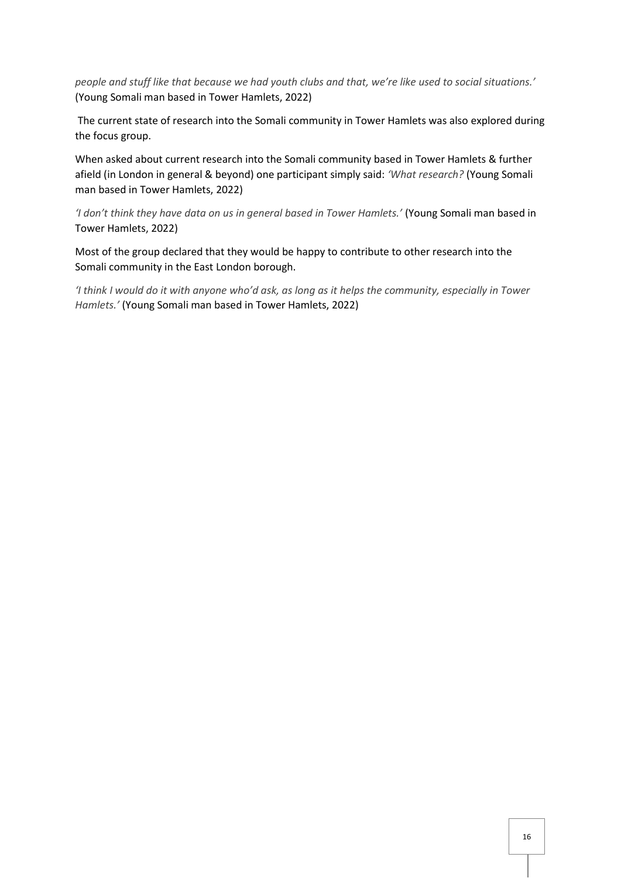*people and stuff like that because we had youth clubs and that, we're like used to social situations.'* (Young Somali man based in Tower Hamlets, 2022)

The current state of research into the Somali community in Tower Hamlets was also explored during the focus group.

When asked about current research into the Somali community based in Tower Hamlets & further afield (in London in general & beyond) one participant simply said: *'What research?'* (Young Somali man based in Tower Hamlets, 2022)

*'I don't think they have data on us in general based in Tower Hamlets.'* (Young Somali man based in Tower Hamlets, 2022)

Most of the group declared that they would be happy to contribute to other research into the Somali community in the East London borough.

*'I think I would do it with anyone who'd ask, as long as it helps the community, especially in Tower Hamlets.'* (Young Somali man based in Tower Hamlets, 2022)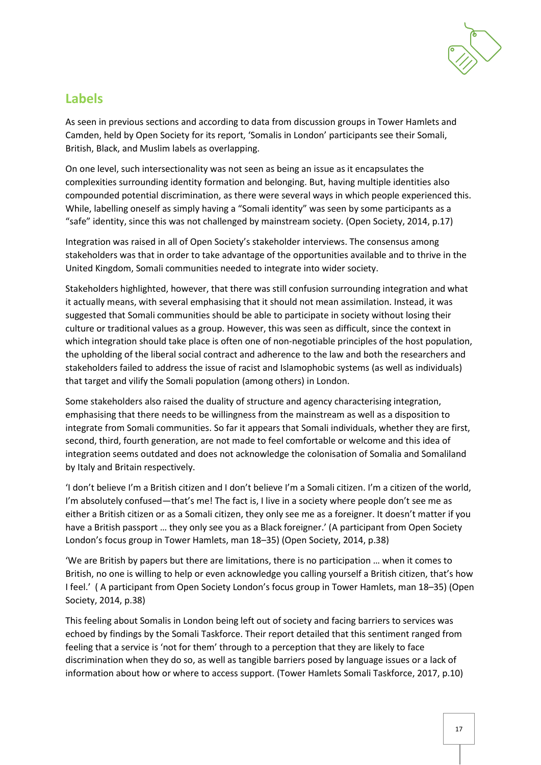## Labels

As seen in previous sections and according to data from discussion groups in Tower Hamlets and Camden, held by Open Society for its report, 'Somalis in London' participants see their Somali, British, Black, and Muslim labels as overlapping.

On one level, such intersectionality was not seen as being an issue as it encapsulates the complexities surrounding identity formation and belonging. But, having multiple identities also compounded potential discrimination, as there were several ways in which people experienced this. While, labelling oneself as simply having a "Somali identity" was seen by some participants as a "safe" identity, since this was not challenged by mainstream society. (Open Society, 2014, p.17)

Integration was raised in all of Open Society's stakeholder interviews. The consensus among stakeholders was that in order to take advantage of the opportunities available and to thrive in the United Kingdom, Somali communities needed to integrate into wider society.

Stakeholders highlighted, however, that there was still confusion surrounding integration and what it actually means, with several emphasising that it should not mean assimilation. Instead, it was suggested that Somali communities should be able to participate in society without losing their culture or traditional values as a group. However, this was seen as difficult, since the context in which integration should take place is often one of non-negotiable principles of the host population, the upholding of the liberal social contract and adherence to the law and both the researchers and stakeholders failed to address the issue of racist and Islamophobic systems (as well as individuals) that target and vilify the Somali population (among others) in London.

Some stakeholders also raised the duality of structure and agency characterising integration, emphasising that there needs to be willingness from the mainstream as well as a disposition to integrate from Somali communities. So far it appears that Somali individuals, whether they are first, second, third, fourth generation, are not made to feel comfortable or welcome and this idea of integration seems outdated and does not acknowledge the colonisation of Somalia and Somaliland by Italy and Britain respectively.

'I don't believe I'm a British citizen and I don't believe I'm a Somali citizen. I'm a citizen of the world, I'm absolutely confused—that's me! The fact is, I live in a society where people don't see me as either a British citizen or as a Somali citizen, they only see me as a foreigner. It doesn't matter if you have a British passport … they only see you as a Black foreigner.' (A participant from Open Society London's focus group in Tower Hamlets, man 18–35) (Open Society, 2014, p.38)

'We are British by papers but there are limitations, there is no participation … when it comes to British, no one is willing to help or even acknowledge you calling yourself a British citizen, that's how I feel.' ( A participant from Open Society London's focus group in Tower Hamlets, man 18–35) (Open Society, 2014, p.38)

This feeling about Somalis in London being left out of society and facing barriers to services was echoed by findings by the Somali Taskforce. Their report detailed that this sentiment ranged from feeling that a service is 'not for them' through to a perception that they are likely to face discrimination when they do so, as well as tangible barriers posed by language issues or a lack of information about how or where to access support. (Tower Hamlets Somali Taskforce, 2017, p.10)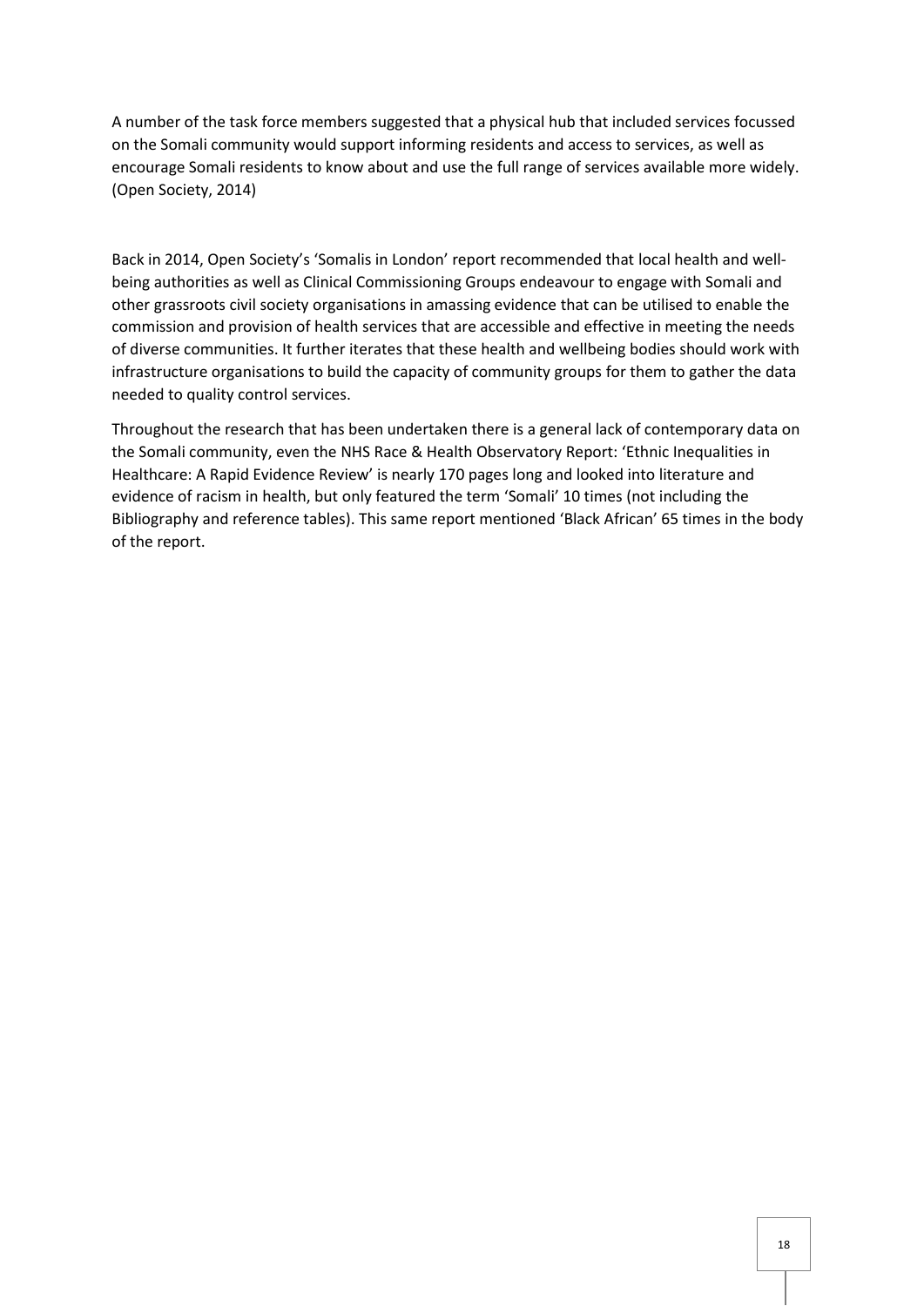A number of the task force members suggested that a physical hub that included services focussed on the Somali community would support informing residents and access to services, as well as encourage Somali residents to know about and use the full range of services available more widely. (Open Society, 2014)

Back in 2014, Open Society's 'Somalis in London' report recommended that local health and well-being authorities as well as Clinical Commissioning Groups endeavour to engage with Somali and other grassroots civil society organisations in amassing evidence that can be utilised to enable the commission and provision of health services that are accessible and effective in meeting the needs of diverse communities. It further iterates that these health and wellbeing bodies should work with infrastructure organisations to build the capacity of community groups for them to gather the data needed to quality control services.

Throughout the research that has been undertaken there is a general lack of contemporary data on the Somali community, even the NHS Race & Health Observatory Report: 'Ethnic Inequalities in Healthcare: A Rapid Evidence Review' is nearly 170 pages long and looked into literature and evidence of racism in health, but only featured the term 'Somali' 10 times (not including the Bibliography and reference tables). This same report mentioned 'Black African' 65 times in the body of the report.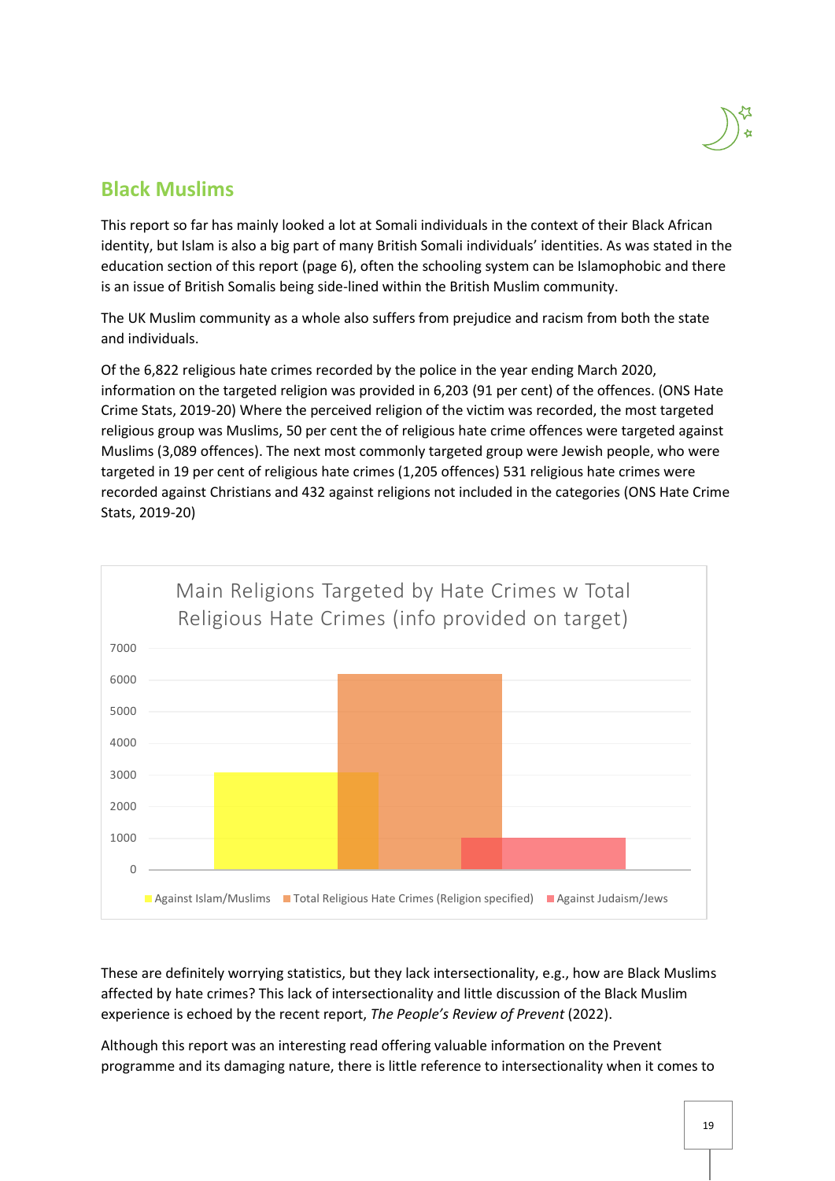## Black Muslims

This report so far has mainly looked a lot at Somali individuals in the context of their Black African identity, but Islam is also a big part of many British Somali individuals' identities. As was stated in the education section of this report (page 6), often the schooling system can be Islamophobic and there is an issue of British Somalis being side-lined within the British Muslim community.

The UK Muslim community as a whole also suffers from prejudice and racism from both the state and individuals.

Of the 6,822 religious hate crimes recorded by the police in the year ending March 2020, information on the targeted religion was provided in 6,203 (91 per cent) of the offences. (ONS Hate Crime Stats, 2019-20) Where the perceived religion of the victim was recorded, the most targeted religious group was Muslims, 50 per cent the of religious hate crime offences were targeted against Muslims (3,089 offences). The next most commonly targeted group were Jewish people, who were targeted in 19 per cent of religious hate crimes (1,205 offences) 531 religious hate crimes were recorded against Christians and 432 against religions not included in the categories (ONS Hate Crime Stats, 2019-20)

**Main Religions Targeted by Hate Crimes w Total Religious Hate Crimes (info provided on target)**

Against Islam/Muslims | Total Religious Hate Crimes (Religion specified) | Against Judaism/Jews

These are definitely worrying statistics, but they lack intersectionality, e.g., how are Black Muslims affected by hate crimes? This lack of intersectionality and little discussion of the Black Muslim experience is echoed by the recent report, *The People's Review of Prevent* (2022).

Although this report was an interesting read offering valuable information on the Prevent programme and its damaging nature, there is little reference to intersectionality when it comes to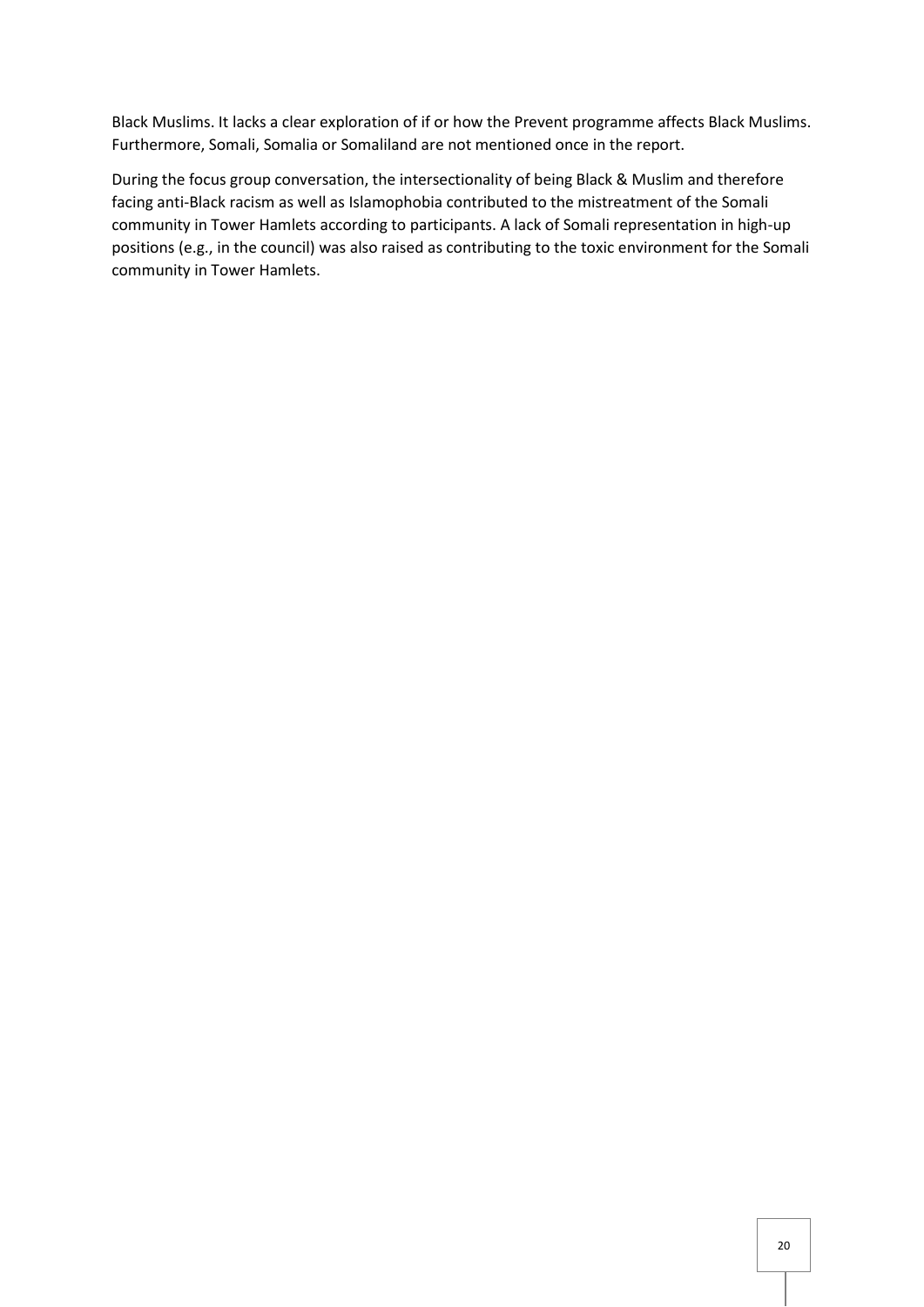Black Muslims. It lacks a clear exploration of if or how the Prevent programme affects Black Muslims. Furthermore, Somali, Somalia or Somaliland are not mentioned once in the report.

During the focus group conversation, the intersectionality of being Black & Muslim and therefore facing anti-Black racism as well as Islamophobia contributed to the mistreatment of the Somali community in Tower Hamlets according to participants. A lack of Somali representation in high-up positions (e.g., in the council) was also raised as contributing to the toxic environment for the Somali community in Tower Hamlets.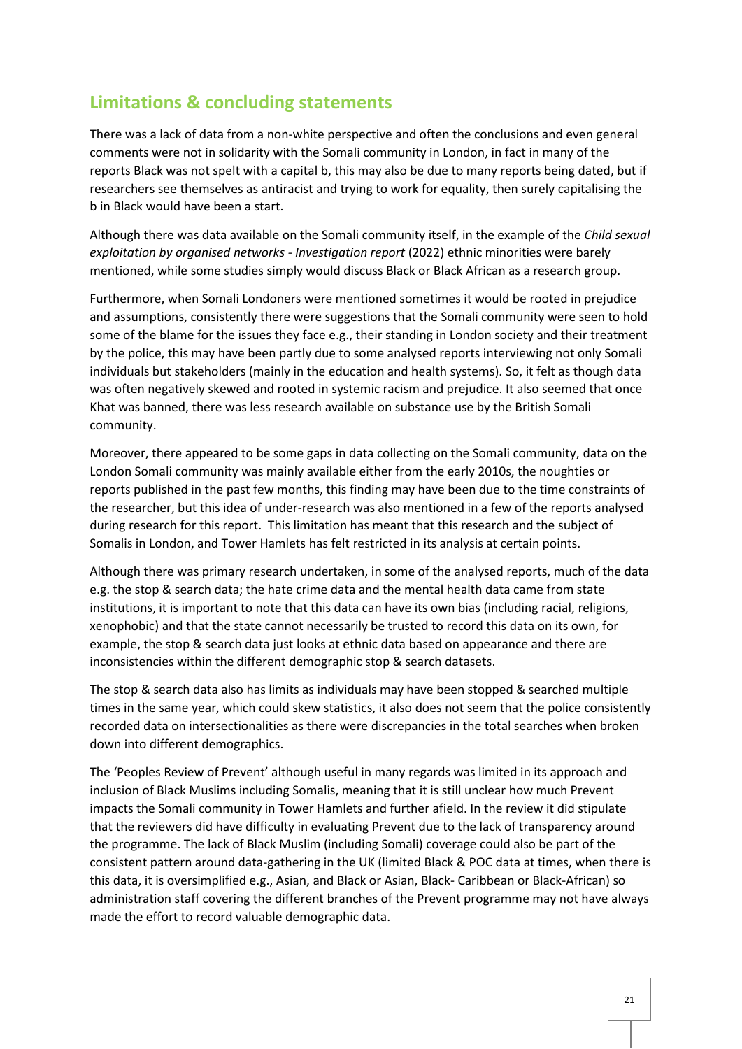## Limitations & concluding statements

There was a lack of data from a non-white perspective and often the conclusions and even general comments were not in solidarity with the Somali community in London, in fact in many of the reports Black was not spelt with a capital b, this may also be due to many reports being dated, but if researchers see themselves as antiracist and trying to work for equality, then surely capitalising the b in Black would have been a start.

Although there was data available on the Somali community itself, in the example of the *Child sexual exploitation by organised networks - Investigation report* (2022) ethnic minorities were barely mentioned, while some studies simply would discuss Black or Black African as a research group.

Furthermore, when Somali Londoners were mentioned sometimes it would be rooted in prejudice and assumptions, consistently there were suggestions that the Somali community were seen to hold some of the blame for the issues they face e.g., their standing in London society and their treatment by the police, this may have been partly due to some analysed reports interviewing not only Somali individuals but stakeholders (mainly in the education and health systems). So, it felt as though data was often negatively skewed and rooted in systemic racism and prejudice. It also seemed that once Khat was banned, there was less research available on substance use by the British Somali community.

Moreover, there appeared to be some gaps in data collecting on the Somali community, data on the London Somali community was mainly available either from the early 2010s, the noughties or reports published in the past few months, this finding may have been due to the time constraints of the researcher, but this idea of under-research was also mentioned in a few of the reports analysed during research for this report. This limitation has meant that this research and the subject of Somalis in London, and Tower Hamlets has felt restricted in its analysis at certain points.

Although there was primary research undertaken, in some of the analysed reports, much of the data e.g. the stop & search data; the hate crime data and the mental health data came from state institutions, it is important to note that this data can have its own bias (including racial, religions, xenophobic) and that the state cannot necessarily be trusted to record this data on its own, for example, the stop & search data just looks at ethnic data based on appearance and there are inconsistencies within the different demographic stop & search datasets.

The stop & search data also has limits as individuals may have been stopped & searched multiple times in the same year, which could skew statistics, it also does not seem that the police consistently recorded data on intersectionalities as there were discrepancies in the total searches when broken down into different demographics.

The 'Peoples Review of Prevent' although useful in many regards was limited in its approach and inclusion of Black Muslims including Somalis, meaning that it is still unclear how much Prevent impacts the Somali community in Tower Hamlets and further afield. In the review it did stipulate that the reviewers did have difficulty in evaluating Prevent due to the lack of transparency around the programme. The lack of Black Muslim (including Somali) coverage could also be part of the consistent pattern around data-gathering in the UK (limited Black & POC data at times, when there is this data, it is oversimplified e.g., Asian, and Black or Asian, Black- Caribbean or Black-African) so administration staff covering the different branches of the Prevent programme may not have always made the effort to record valuable demographic data.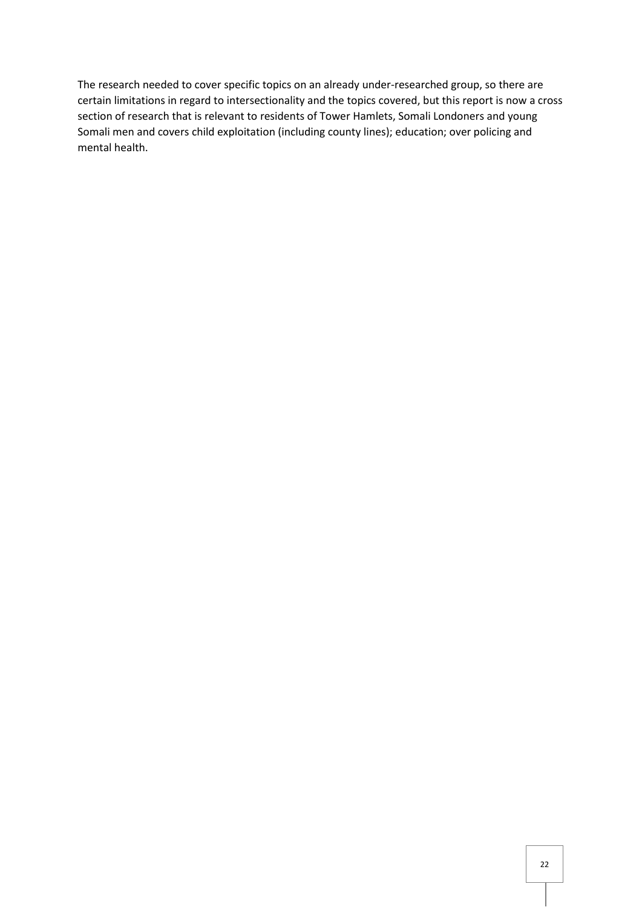The research needed to cover specific topics on an already under-researched group, so there are certain limitations in regard to intersectionality and the topics covered, but this report is now a cross section of research that is relevant to residents of Tower Hamlets, Somali Londoners and young Somali men and covers child exploitation (including county lines); education; over policing and mental health.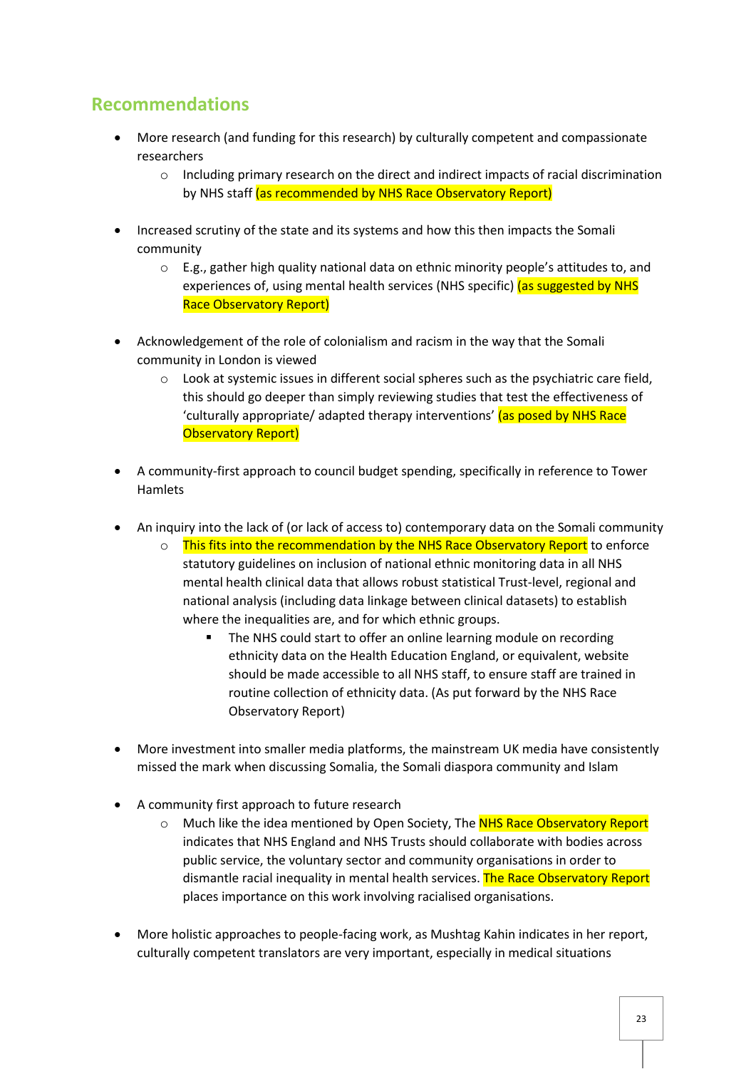## Recommendations

- More research (and funding for this research) by culturally competent and compassionate researchers
    - Including primary research on the direct and indirect impacts of racial discrimination by NHS staff (as recommended by NHS Race Observatory Report)

- Increased scrutiny of the state and its systems and how this then impacts the Somali community
    - E.g., gather high quality national data on ethnic minority people's attitudes to, and experiences of, using mental health services (NHS specific) (as suggested by NHS Race Observatory Report)

- Acknowledgement of the role of colonialism and racism in the way that the Somali community in London is viewed
    - Look at systemic issues in different social spheres such as the psychiatric care field, this should go deeper than simply reviewing studies that test the effectiveness of 'culturally appropriate/ adapted therapy interventions' (as posed by NHS Race Observatory Report)

- A community-first approach to council budget spending, specifically in reference to Tower Hamlets

- An inquiry into the lack of (or lack of access to) contemporary data on the Somali community
    - This fits into the recommendation by the NHS Race Observatory Report to enforce statutory guidelines on inclusion of national ethnic monitoring data in all NHS mental health clinical data that allows robust statistical Trust-level, regional and national analysis (including data linkage between clinical datasets) to establish where the inequalities are, and for which ethnic groups.
        - The NHS could start to offer an online learning module on recording ethnicity data on the Health Education England, or equivalent, website should be made accessible to all NHS staff, to ensure staff are trained in routine collection of ethnicity data. (As put forward by the NHS Race Observatory Report)

- More investment into smaller media platforms, the mainstream UK media have consistently missed the mark when discussing Somalia, the Somali diaspora community and Islam

- A community first approach to future research
    - Much like the idea mentioned by Open Society, The NHS Race Observatory Report indicates that NHS England and NHS Trusts should collaborate with bodies across public service, the voluntary sector and community organisations in order to dismantle racial inequality in mental health services. The Race Observatory Report places importance on this work involving racialised organisations.

- More holistic approaches to people-facing work, as Mushtag Kahin indicates in her report, culturally competent translators are very important, especially in medical situations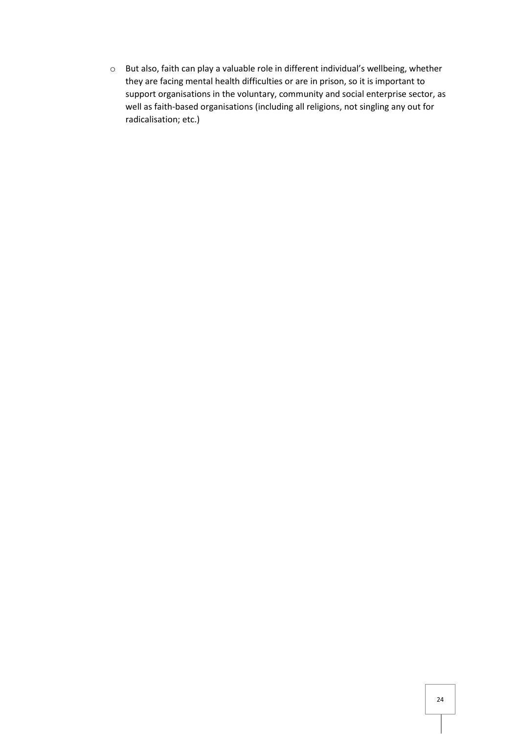- But also, faith can play a valuable role in different individual's wellbeing, whether they are facing mental health difficulties or are in prison, so it is important to support organisations in the voluntary, community and social enterprise sector, as well as faith-based organisations (including all religions, not singling any out for radicalisation; etc.)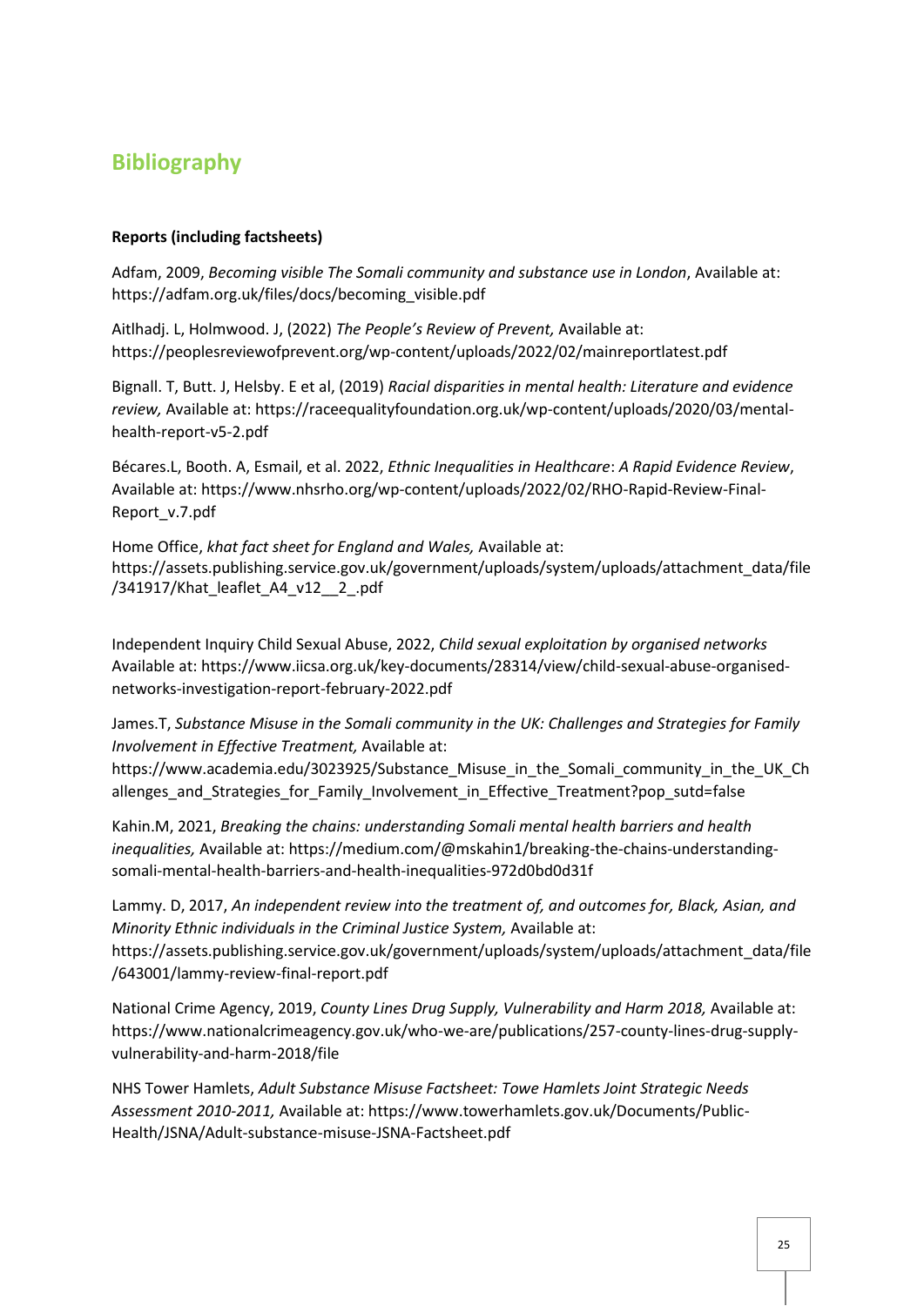## Bibliography

**Reports (including factsheets)**

Adfam, 2009, *Becoming visible The Somali community and substance use in London*, Available at: https://adfam.org.uk/files/docs/becoming_visible.pdf

Aitlhadj. L, Holmwood. J, (2022) *The People's Review of Prevent,* Available at: https://peoplesreviewofprevent.org/wp-content/uploads/2022/02/mainreportlatest.pdf

Bignall. T, Butt. J, Helsby. E et al, (2019) *Racial disparities in mental health: Literature and evidence review,* Available at: https://raceequalityfoundation.org.uk/wp-content/uploads/2020/03/mental-health-report-v5-2.pdf

Bécares.L, Booth. A, Esmail, et al. 2022, *Ethnic Inequalities in Healthcare*: *A Rapid Evidence Review*, Available at: https://www.nhsrho.org/wp-content/uploads/2022/02/RHO-Rapid-Review-Final-Report_v.7.pdf

Home Office, *khat fact sheet for England and Wales,* Available at: https://assets.publishing.service.gov.uk/government/uploads/system/uploads/attachment_data/file/341917/Khat_leaflet_A4_v12__2_.pdf

Independent Inquiry Child Sexual Abuse, 2022, *Child sexual exploitation by organised networks* Available at: https://www.iicsa.org.uk/key-documents/28314/view/child-sexual-abuse-organised-networks-investigation-report-february-2022.pdf

James.T, *Substance Misuse in the Somali community in the UK: Challenges and Strategies for Family Involvement in Effective Treatment,* Available at: https://www.academia.edu/3023925/Substance_Misuse_in_the_Somali_community_in_the_UK_Challenges_and_Strategies_for_Family_Involvement_in_Effective_Treatment?pop_sutd=false

Kahin.M, 2021, *Breaking the chains: understanding Somali mental health barriers and health inequalities,* Available at: https://medium.com/@mskahin1/breaking-the-chains-understanding-somali-mental-health-barriers-and-health-inequalities-972d0bd0d31f

Lammy. D, 2017, *An independent review into the treatment of, and outcomes for, Black, Asian, and Minority Ethnic individuals in the Criminal Justice System,* Available at: https://assets.publishing.service.gov.uk/government/uploads/system/uploads/attachment_data/file/643001/lammy-review-final-report.pdf

National Crime Agency, 2019, *County Lines Drug Supply, Vulnerability and Harm 2018,* Available at: https://www.nationalcrimeagency.gov.uk/who-we-are/publications/257-county-lines-drug-supply-vulnerability-and-harm-2018/file

NHS Tower Hamlets, *Adult Substance Misuse Factsheet: Towe Hamlets Joint Strategic Needs Assessment 2010-2011,* Available at: https://www.towerhamlets.gov.uk/Documents/Public-Health/JSNA/Adult-substance-misuse-JSNA-Factsheet.pdf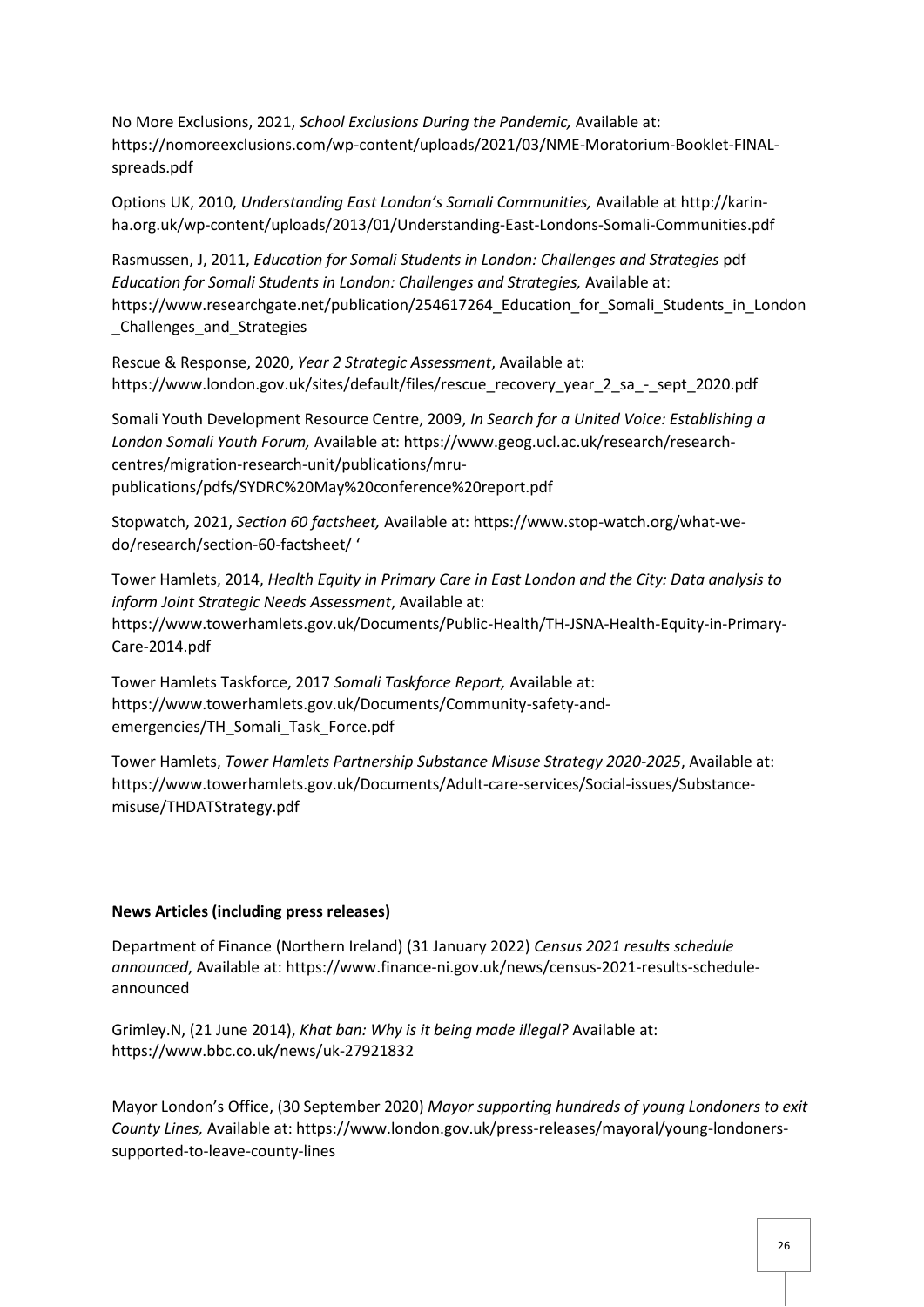No More Exclusions, 2021, *School Exclusions During the Pandemic,* Available at: https://nomoreexclusions.com/wp-content/uploads/2021/03/NME-Moratorium-Booklet-FINAL-spreads.pdf

Options UK, 2010, *Understanding East London's Somali Communities,* Available at http://karin-ha.org.uk/wp-content/uploads/2013/01/Understanding-East-Londons-Somali-Communities.pdf

Rasmussen, J, 2011, *Education for Somali Students in London: Challenges and Strategies* pdf *Education for Somali Students in London: Challenges and Strategies,* Available at: https://www.researchgate.net/publication/254617264_Education_for_Somali_Students_in_London_Challenges_and_Strategies

Rescue & Response, 2020, *Year 2 Strategic Assessment*, Available at: https://www.london.gov.uk/sites/default/files/rescue_recovery_year_2_sa_-_sept_2020.pdf

Somali Youth Development Resource Centre, 2009, *In Search for a United Voice: Establishing a London Somali Youth Forum,* Available at: https://www.geog.ucl.ac.uk/research/research-centres/migration-research-unit/publications/mru-publications/pdfs/SYDRC%20May%20conference%20report.pdf

Stopwatch, 2021, *Section 60 factsheet,* Available at: https://www.stop-watch.org/what-we-do/research/section-60-factsheet/ '

Tower Hamlets, 2014, *Health Equity in Primary Care in East London and the City: Data analysis to inform Joint Strategic Needs Assessment*, Available at: https://www.towerhamlets.gov.uk/Documents/Public-Health/TH-JSNA-Health-Equity-in-Primary-Care-2014.pdf

Tower Hamlets Taskforce, 2017 *Somali Taskforce Report,* Available at: https://www.towerhamlets.gov.uk/Documents/Community-safety-and-emergencies/TH_Somali_Task_Force.pdf

Tower Hamlets, *Tower Hamlets Partnership Substance Misuse Strategy 2020-2025*, Available at: https://www.towerhamlets.gov.uk/Documents/Adult-care-services/Social-issues/Substance-misuse/THDATStrategy.pdf

**News Articles (including press releases)**

Department of Finance (Northern Ireland) (31 January 2022) *Census 2021 results schedule announced*, Available at: https://www.finance-ni.gov.uk/news/census-2021-results-schedule-announced

Grimley.N, (21 June 2014), *Khat ban: Why is it being made illegal?* Available at: https://www.bbc.co.uk/news/uk-27921832

Mayor London's Office, (30 September 2020) *Mayor supporting hundreds of young Londoners to exit County Lines,* Available at: https://www.london.gov.uk/press-releases/mayoral/young-londoners-supported-to-leave-county-lines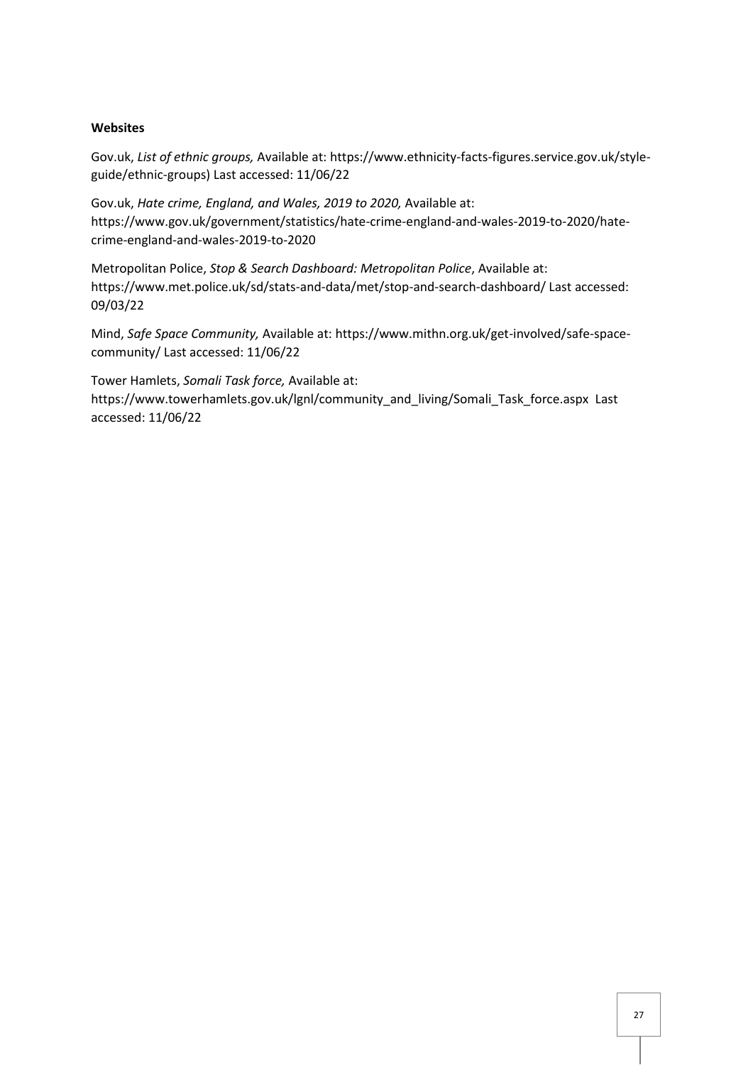**Websites**

Gov.uk, *List of ethnic groups,* Available at: https://www.ethnicity-facts-figures.service.gov.uk/style-guide/ethnic-groups) Last accessed: 11/06/22

Gov.uk, *Hate crime, England, and Wales, 2019 to 2020,* Available at: https://www.gov.uk/government/statistics/hate-crime-england-and-wales-2019-to-2020/hate-crime-england-and-wales-2019-to-2020

Metropolitan Police, *Stop & Search Dashboard: Metropolitan Police*, Available at: https://www.met.police.uk/sd/stats-and-data/met/stop-and-search-dashboard/ Last accessed: 09/03/22

Mind, *Safe Space Community,* Available at: https://www.mithn.org.uk/get-involved/safe-space-community/ Last accessed: 11/06/22

Tower Hamlets, *Somali Task force,* Available at: https://www.towerhamlets.gov.uk/lgnl/community_and_living/Somali_Task_force.aspx Last accessed: 11/06/22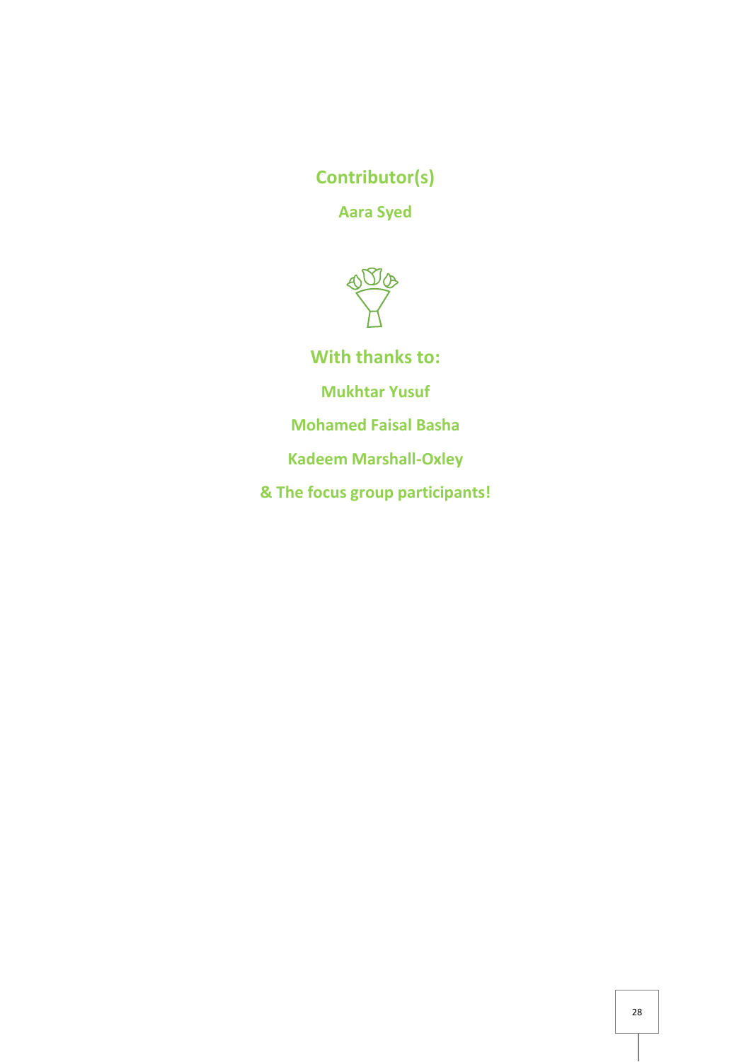**Contributor(s)**

**Aara Syed**

**With thanks to:**

**Mukhtar Yusuf**

**Mohamed Faisal Basha**

**Kadeem Marshall-Oxley**

**& The focus group participants!**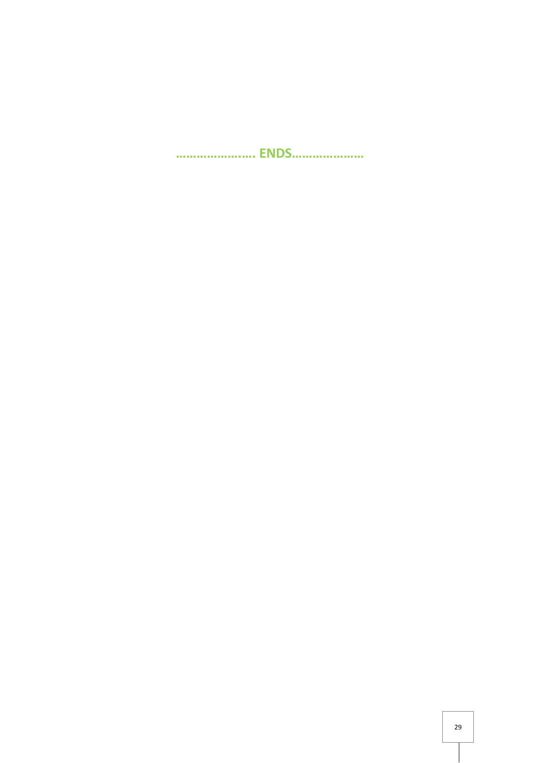**………………….. ENDS……………….**